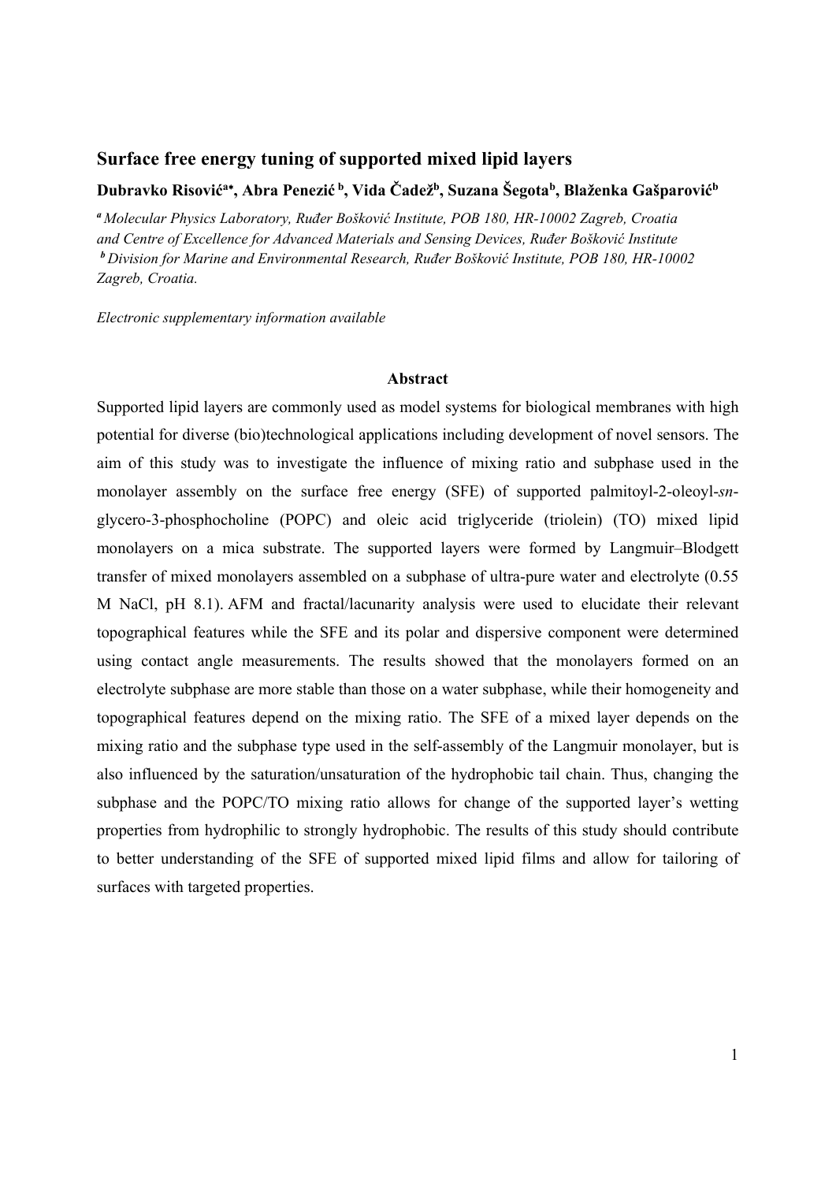# Surface free energy tuning of supported mixed lipid layers

**Dubravko Risović[a*], Abra Penezić [b], Vida Čadež[b], Suzana Šegota[b], Blaženka Gašparović[b]**

*[a] Molecular Physics Laboratory, Ruđer Bošković Institute, POB 180, HR-10002 Zagreb, Croatia and Centre of Excellence for Advanced Materials and Sensing Devices, Ruđer Bošković Institute*
*[b] Division for Marine and Environmental Research, Ruđer Bošković Institute, POB 180, HR-10002 Zagreb, Croatia.*

*Electronic supplementary information available*

## Abstract

Supported lipid layers are commonly used as model systems for biological membranes with high potential for diverse (bio)technological applications including development of novel sensors. The aim of this study was to investigate the influence of mixing ratio and subphase used in the monolayer assembly on the surface free energy (SFE) of supported palmitoyl-2-oleoyl-*sn*-glycero-3-phosphocholine (POPC) and oleic acid triglyceride (triolein) (TO) mixed lipid monolayers on a mica substrate. The supported layers were formed by Langmuir–Blodgett transfer of mixed monolayers assembled on a subphase of ultra-pure water and electrolyte (0.55 M NaCl, pH 8.1). AFM and fractal/lacunarity analysis were used to elucidate their relevant topographical features while the SFE and its polar and dispersive component were determined using contact angle measurements. The results showed that the monolayers formed on an electrolyte subphase are more stable than those on a water subphase, while their homogeneity and topographical features depend on the mixing ratio. The SFE of a mixed layer depends on the mixing ratio and the subphase type used in the self-assembly of the Langmuir monolayer, but is also influenced by the saturation/unsaturation of the hydrophobic tail chain. Thus, changing the subphase and the POPC/TO mixing ratio allows for change of the supported layer's wetting properties from hydrophilic to strongly hydrophobic. The results of this study should contribute to better understanding of the SFE of supported mixed lipid films and allow for tailoring of surfaces with targeted properties.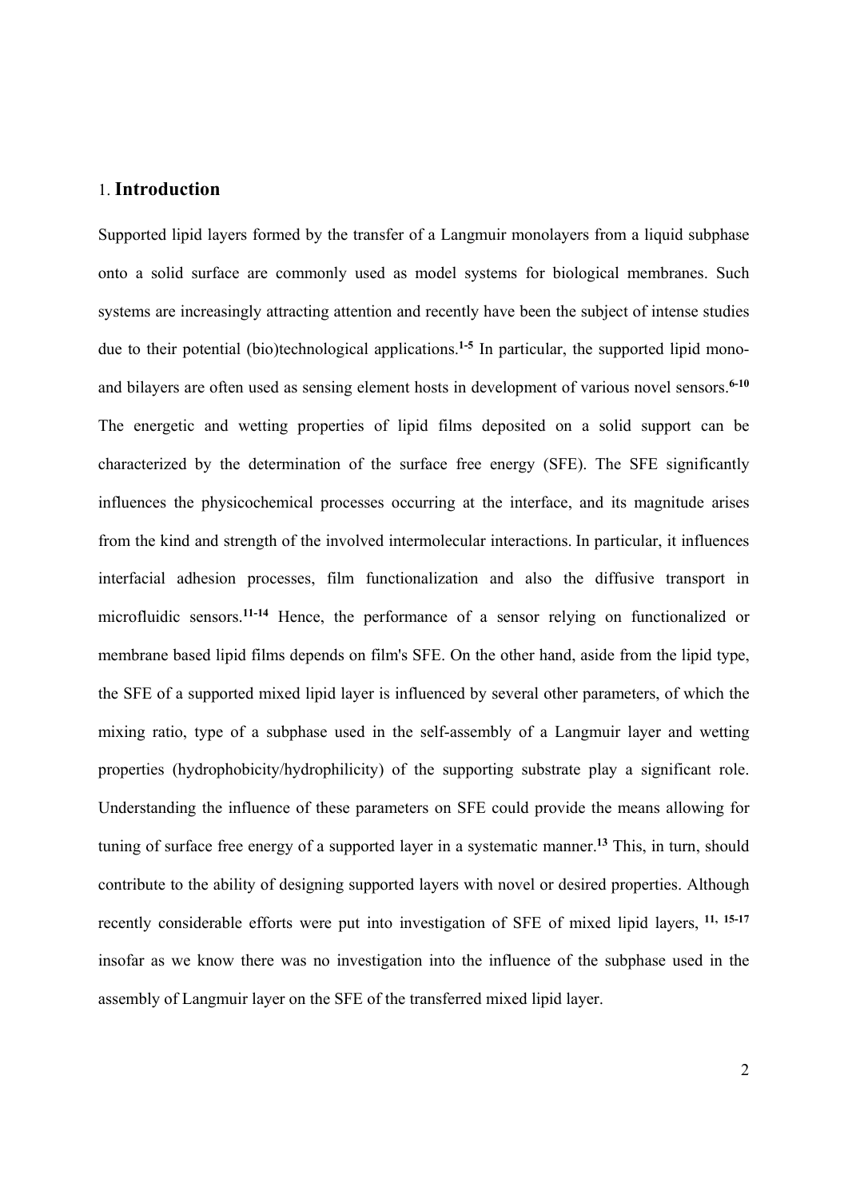## 1. Introduction

Supported lipid layers formed by the transfer of a Langmuir monolayers from a liquid subphase onto a solid surface are commonly used as model systems for biological membranes. Such systems are increasingly attracting attention and recently have been the subject of intense studies due to their potential (bio)technological applications.[1-5] In particular, the supported lipid mono- and bilayers are often used as sensing element hosts in development of various novel sensors.[6-10] The energetic and wetting properties of lipid films deposited on a solid support can be characterized by the determination of the surface free energy (SFE). The SFE significantly influences the physicochemical processes occurring at the interface, and its magnitude arises from the kind and strength of the involved intermolecular interactions. In particular, it influences interfacial adhesion processes, film functionalization and also the diffusive transport in microfluidic sensors.[11-14] Hence, the performance of a sensor relying on functionalized or membrane based lipid films depends on film's SFE. On the other hand, aside from the lipid type, the SFE of a supported mixed lipid layer is influenced by several other parameters, of which the mixing ratio, type of a subphase used in the self-assembly of a Langmuir layer and wetting properties (hydrophobicity/hydrophilicity) of the supporting substrate play a significant role. Understanding the influence of these parameters on SFE could provide the means allowing for tuning of surface free energy of a supported layer in a systematic manner.[13] This, in turn, should contribute to the ability of designing supported layers with novel or desired properties. Although recently considerable efforts were put into investigation of SFE of mixed lipid layers, [11, 15-17] insofar as we know there was no investigation into the influence of the subphase used in the assembly of Langmuir layer on the SFE of the transferred mixed lipid layer.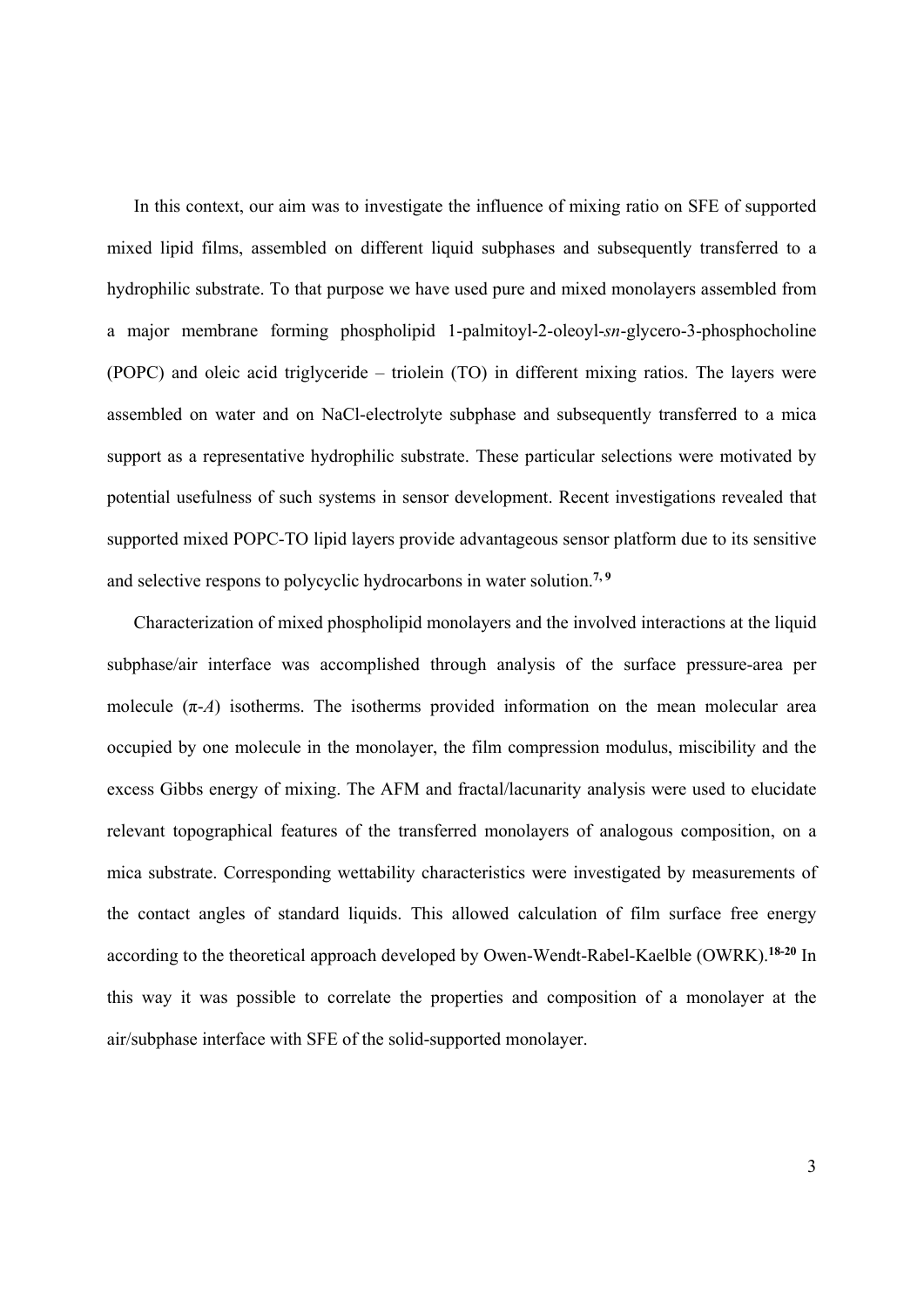In this context, our aim was to investigate the influence of mixing ratio on SFE of supported mixed lipid films, assembled on different liquid subphases and subsequently transferred to a hydrophilic substrate. To that purpose we have used pure and mixed monolayers assembled from a major membrane forming phospholipid 1-palmitoyl-2-oleoyl-*sn*-glycero-3-phosphocholine (POPC) and oleic acid triglyceride – triolein (TO) in different mixing ratios. The layers were assembled on water and on NaCl-electrolyte subphase and subsequently transferred to a mica support as a representative hydrophilic substrate. These particular selections were motivated by potential usefulness of such systems in sensor development. Recent investigations revealed that supported mixed POPC-TO lipid layers provide advantageous sensor platform due to its sensitive and selective respons to polycyclic hydrocarbons in water solution.[7, 9]

Characterization of mixed phospholipid monolayers and the involved interactions at the liquid subphase/air interface was accomplished through analysis of the surface pressure-area per molecule ($\pi$-$A$) isotherms. The isotherms provided information on the mean molecular area occupied by one molecule in the monolayer, the film compression modulus, miscibility and the excess Gibbs energy of mixing. The AFM and fractal/lacunarity analysis were used to elucidate relevant topographical features of the transferred monolayers of analogous composition, on a mica substrate. Corresponding wettability characteristics were investigated by measurements of the contact angles of standard liquids. This allowed calculation of film surface free energy according to the theoretical approach developed by Owen-Wendt-Rabel-Kaelble (OWRK).[18-20] In this way it was possible to correlate the properties and composition of a monolayer at the air/subphase interface with SFE of the solid-supported monolayer.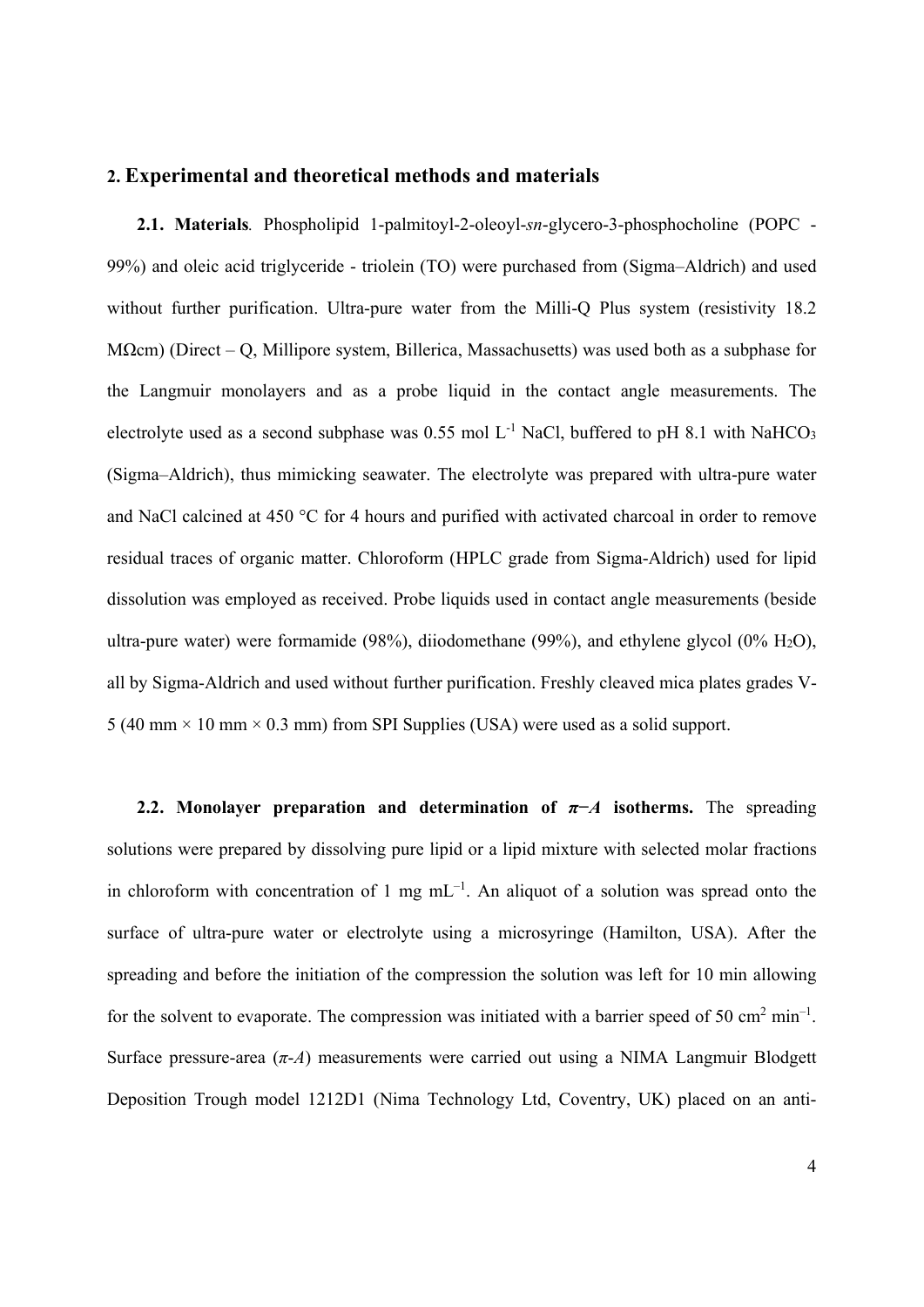## 2. Experimental and theoretical methods and materials

**2.1. Materials**. Phospholipid 1-palmitoyl-2-oleoyl-*sn*-glycero-3-phosphocholine (POPC - 99%) and oleic acid triglyceride - triolein (TO) were purchased from (Sigma–Aldrich) and used without further purification. Ultra-pure water from the Milli-Q Plus system (resistivity 18.2 MΩcm) (Direct – Q, Millipore system, Billerica, Massachusetts) was used both as a subphase for the Langmuir monolayers and as a probe liquid in the contact angle measurements. The electrolyte used as a second subphase was 0.55 mol $L^{-1}$ NaCl, buffered to pH 8.1 with $NaHCO_3$ (Sigma–Aldrich), thus mimicking seawater. The electrolyte was prepared with ultra-pure water and NaCl calcined at 450 °C for 4 hours and purified with activated charcoal in order to remove residual traces of organic matter. Chloroform (HPLC grade from Sigma-Aldrich) used for lipid dissolution was employed as received. Probe liquids used in contact angle measurements (beside ultra-pure water) were formamide (98%), diiodomethane (99%), and ethylene glycol (0% $H_2O$), all by Sigma-Aldrich and used without further purification. Freshly cleaved mica plates grades V-5 (40 mm × 10 mm × 0.3 mm) from SPI Supplies (USA) were used as a solid support.

**2.2. Monolayer preparation and determination of $\pi$−$A$ isotherms.** The spreading solutions were prepared by dissolving pure lipid or a lipid mixture with selected molar fractions in chloroform with concentration of 1 mg $mL^{-1}$. An aliquot of a solution was spread onto the surface of ultra-pure water or electrolyte using a microsyringe (Hamilton, USA). After the spreading and before the initiation of the compression the solution was left for 10 min allowing for the solvent to evaporate. The compression was initiated with a barrier speed of 50 $cm^2$ $min^{-1}$. Surface pressure-area ($\pi$-$A$) measurements were carried out using a NIMA Langmuir Blodgett Deposition Trough model 1212D1 (Nima Technology Ltd, Coventry, UK) placed on an anti-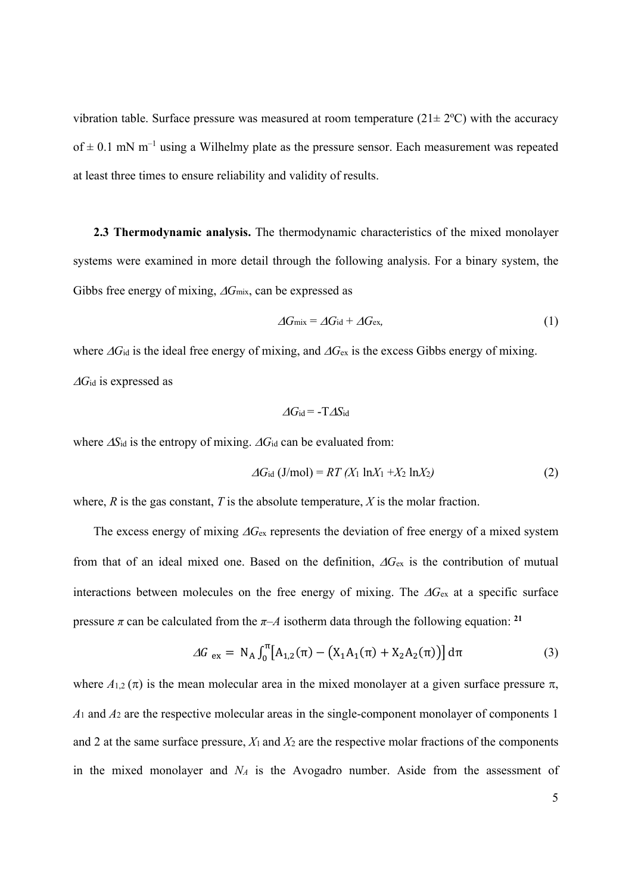vibration table. Surface pressure was measured at room temperature (21± 2ºC) with the accuracy of ± 0.1 mN m$^{-1}$ using a Wilhelmy plate as the pressure sensor. Each measurement was repeated at least three times to ensure reliability and validity of results.

**2.3 Thermodynamic analysis.** The thermodynamic characteristics of the mixed monolayer systems were examined in more detail through the following analysis. For a binary system, the Gibbs free energy of mixing, $\Delta G_{mix}$, can be expressed as

$$\Delta G_{mix} = \Delta G_{id} + \Delta G_{ex}, \tag{1}$$

where $\Delta G_{id}$ is the ideal free energy of mixing, and $\Delta G_{ex}$ is the excess Gibbs energy of mixing. $\Delta G_{id}$ is expressed as

$$\Delta G_{id} = -T\Delta S_{id}$$

where $\Delta S_{id}$ is the entropy of mixing. $\Delta G_{id}$ can be evaluated from:

$$\Delta G_{id}\ (\text{J/mol}) = RT\ (X_1 \ln X_1 + X_2 \ln X_2) \tag{2}$$

where, $R$ is the gas constant, $T$ is the absolute temperature, $X$ is the molar fraction.

The excess energy of mixing $\Delta G_{ex}$ represents the deviation of free energy of a mixed system from that of an ideal mixed one. Based on the definition, $\Delta G_{ex}$ is the contribution of mutual interactions between molecules on the free energy of mixing. The $\Delta G_{ex}$ at a specific surface pressure $\pi$ can be calculated from the $\pi$–$A$ isotherm data through the following equation: [21]

$$\Delta G_{ex} = N_A \int_0^{\pi} \left[A_{1,2}(\pi) - \left(X_1 A_1(\pi) + X_2 A_2(\pi)\right)\right] d\pi \tag{3}$$

where $A_{1,2}(\pi)$ is the mean molecular area in the mixed monolayer at a given surface pressure $\pi$, $A_1$ and $A_2$ are the respective molecular areas in the single-component monolayer of components 1 and 2 at the same surface pressure, $X_1$ and $X_2$ are the respective molar fractions of the components in the mixed monolayer and $N_A$ is the Avogadro number. Aside from the assessment of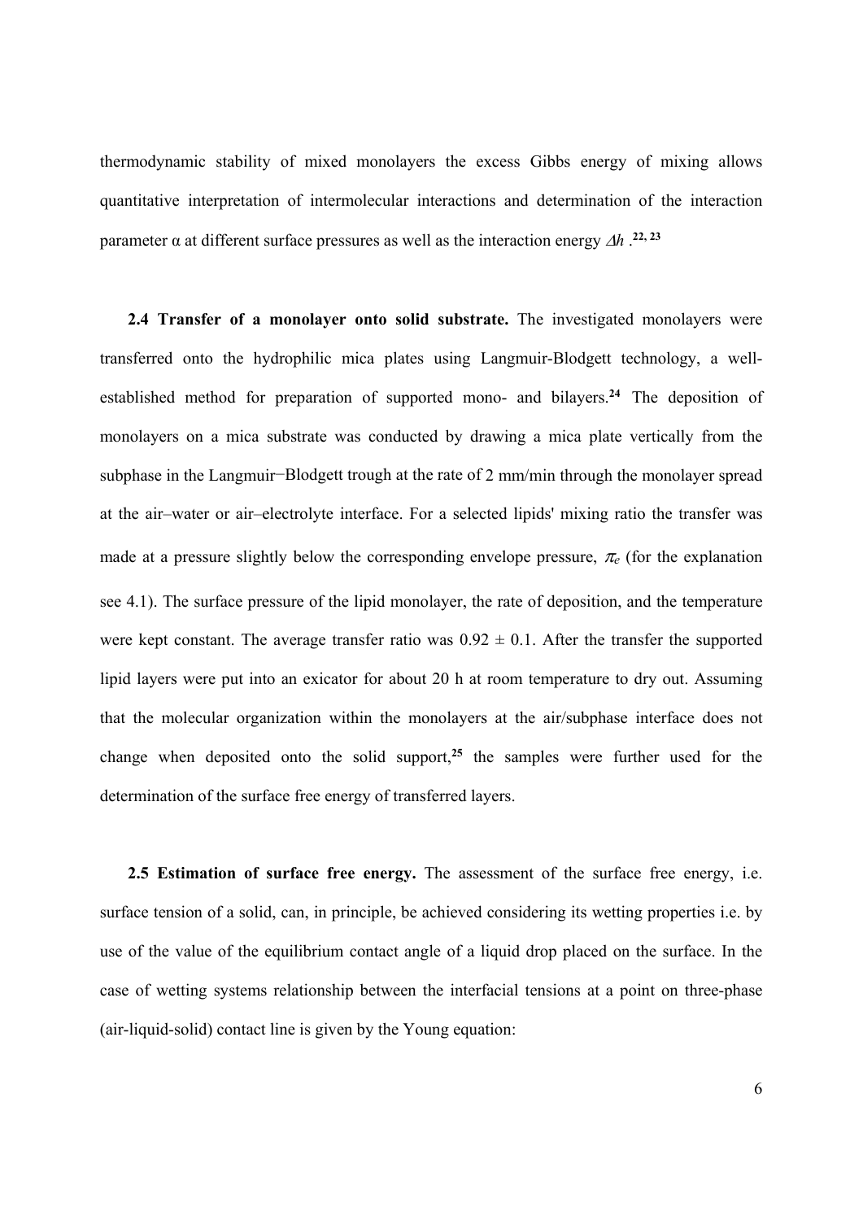thermodynamic stability of mixed monolayers the excess Gibbs energy of mixing allows quantitative interpretation of intermolecular interactions and determination of the interaction parameter α at different surface pressures as well as the interaction energy $\Delta h$ .[22, 23]

**2.4 Transfer of a monolayer onto solid substrate.** The investigated monolayers were transferred onto the hydrophilic mica plates using Langmuir-Blodgett technology, a well-established method for preparation of supported mono- and bilayers.[24] The deposition of monolayers on a mica substrate was conducted by drawing a mica plate vertically from the subphase in the Langmuir−Blodgett trough at the rate of 2 mm/min through the monolayer spread at the air–water or air–electrolyte interface. For a selected lipids' mixing ratio the transfer was made at a pressure slightly below the corresponding envelope pressure, $\pi_e$ (for the explanation see 4.1). The surface pressure of the lipid monolayer, the rate of deposition, and the temperature were kept constant. The average transfer ratio was $0.92 \pm 0.1$. After the transfer the supported lipid layers were put into an exicator for about 20 h at room temperature to dry out. Assuming that the molecular organization within the monolayers at the air/subphase interface does not change when deposited onto the solid support,[25] the samples were further used for the determination of the surface free energy of transferred layers.

**2.5 Estimation of surface free energy.** The assessment of the surface free energy, i.e. surface tension of a solid, can, in principle, be achieved considering its wetting properties i.e. by use of the value of the equilibrium contact angle of a liquid drop placed on the surface. In the case of wetting systems relationship between the interfacial tensions at a point on three-phase (air-liquid-solid) contact line is given by the Young equation: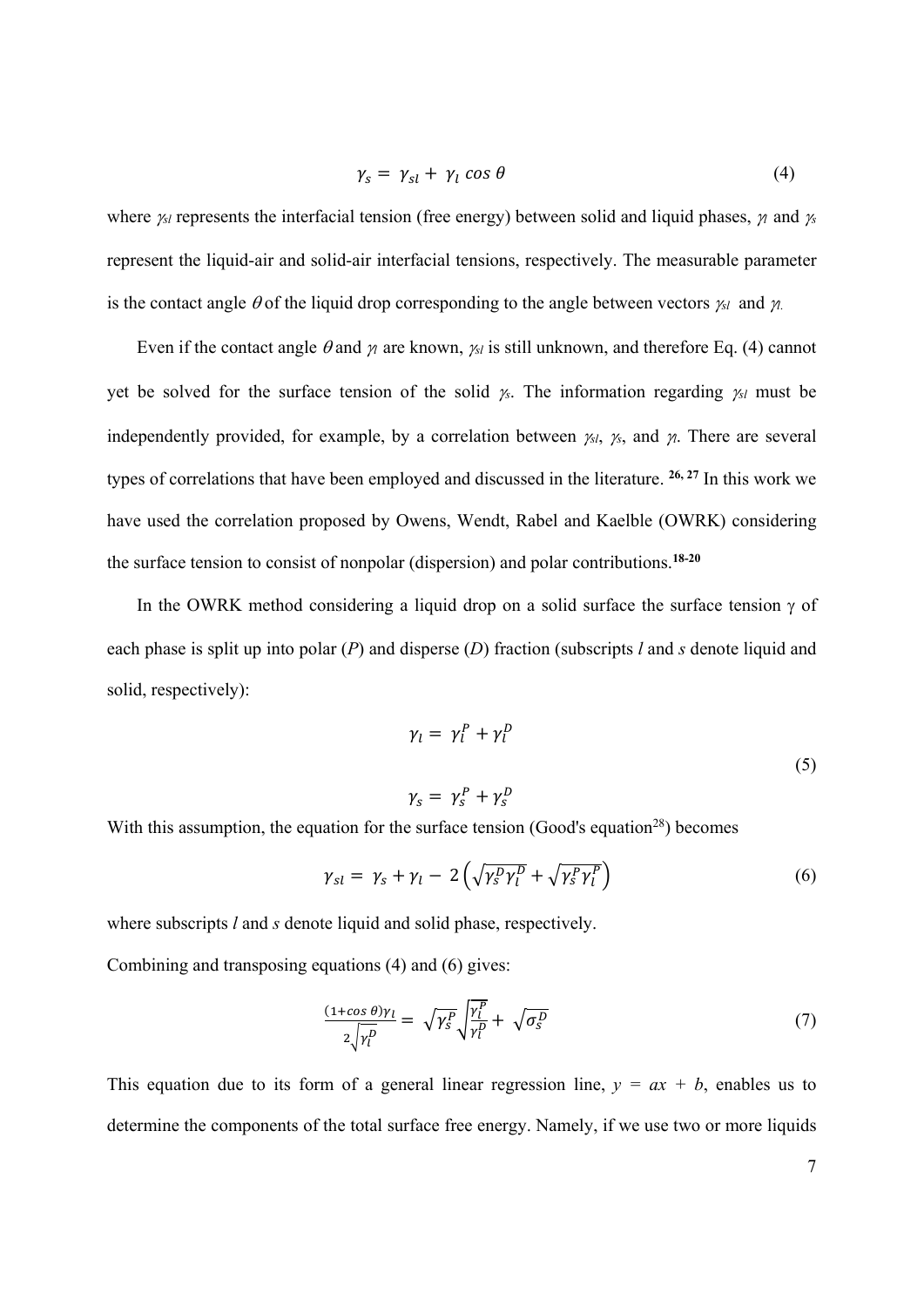$$\gamma_s = \gamma_{sl} + \gamma_l \cos\theta \tag{4}$$

where $\gamma_{sl}$ represents the interfacial tension (free energy) between solid and liquid phases, $\gamma_l$ and $\gamma_s$ represent the liquid-air and solid-air interfacial tensions, respectively. The measurable parameter is the contact angle $\theta$ of the liquid drop corresponding to the angle between vectors $\gamma_{sl}$ and $\gamma_l$.

Even if the contact angle $\theta$ and $\gamma_l$ are known, $\gamma_{sl}$ is still unknown, and therefore Eq. (4) cannot yet be solved for the surface tension of the solid $\gamma_s$. The information regarding $\gamma_{sl}$ must be independently provided, for example, by a correlation between $\gamma_{sl}$, $\gamma_s$, and $\gamma_l$. There are several types of correlations that have been employed and discussed in the literature.[26, 27] In this work we have used the correlation proposed by Owens, Wendt, Rabel and Kaelble (OWRK) considering the surface tension to consist of nonpolar (dispersion) and polar contributions.[18-20]

In the OWRK method considering a liquid drop on a solid surface the surface tension $\gamma$ of each phase is split up into polar ($P$) and disperse ($D$) fraction (subscripts $l$ and $s$ denote liquid and solid, respectively):

$$\gamma_l = \gamma_l^P + \gamma_l^D$$
$$\gamma_s = \gamma_s^P + \gamma_s^D \tag{5}$$

With this assumption, the equation for the surface tension (Good's equation[28]) becomes

$$\gamma_{sl} = \gamma_s + \gamma_l - 2\left(\sqrt{\gamma_s^D \gamma_l^D} + \sqrt{\gamma_s^P \gamma_l^P}\right) \tag{6}$$

where subscripts $l$ and $s$ denote liquid and solid phase, respectively.

Combining and transposing equations (4) and (6) gives:

$$\frac{(1+\cos\theta)\gamma_l}{2\sqrt{\gamma_l^D}} = \sqrt{\gamma_s^P}\sqrt{\frac{\gamma_l^P}{\gamma_l^D}} + \sqrt{\sigma_s^D} \tag{7}$$

This equation due to its form of a general linear regression line, $y = ax + b$, enables us to determine the components of the total surface free energy. Namely, if we use two or more liquids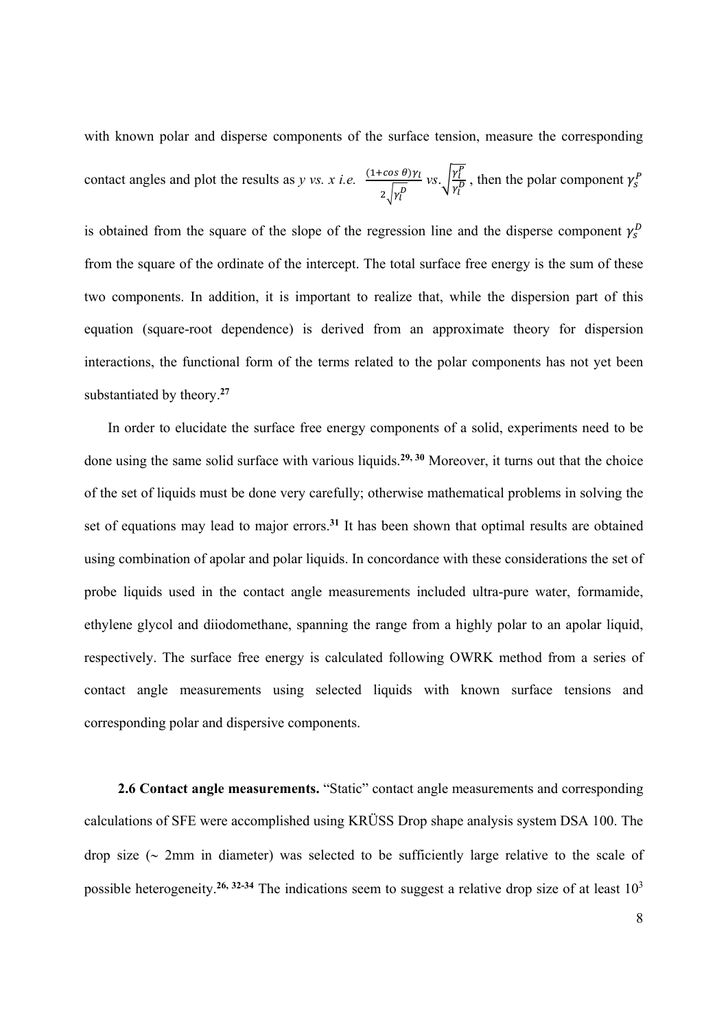with known polar and disperse components of the surface tension, measure the corresponding contact angles and plot the results as *y vs. x i.e.* $\frac{(1+\cos\theta)\gamma_l}{2\sqrt{\gamma_l^D}}$ *vs.* $\sqrt{\frac{\gamma_l^P}{\gamma_l^D}}$, then the polar component $\gamma_s^P$ is obtained from the square of the slope of the regression line and the disperse component $\gamma_s^D$ from the square of the ordinate of the intercept. The total surface free energy is the sum of these two components. In addition, it is important to realize that, while the dispersion part of this equation (square-root dependence) is derived from an approximate theory for dispersion interactions, the functional form of the terms related to the polar components has not yet been substantiated by theory.[27]

In order to elucidate the surface free energy components of a solid, experiments need to be done using the same solid surface with various liquids.[29, 30] Moreover, it turns out that the choice of the set of liquids must be done very carefully; otherwise mathematical problems in solving the set of equations may lead to major errors.[31] It has been shown that optimal results are obtained using combination of apolar and polar liquids. In concordance with these considerations the set of probe liquids used in the contact angle measurements included ultra-pure water, formamide, ethylene glycol and diiodomethane, spanning the range from a highly polar to an apolar liquid, respectively. The surface free energy is calculated following OWRK method from a series of contact angle measurements using selected liquids with known surface tensions and corresponding polar and dispersive components.

**2.6 Contact angle measurements.** "Static" contact angle measurements and corresponding calculations of SFE were accomplished using KRÜSS Drop shape analysis system DSA 100. The drop size (~ 2mm in diameter) was selected to be sufficiently large relative to the scale of possible heterogeneity.[26, 32-34] The indications seem to suggest a relative drop size of at least $10^3$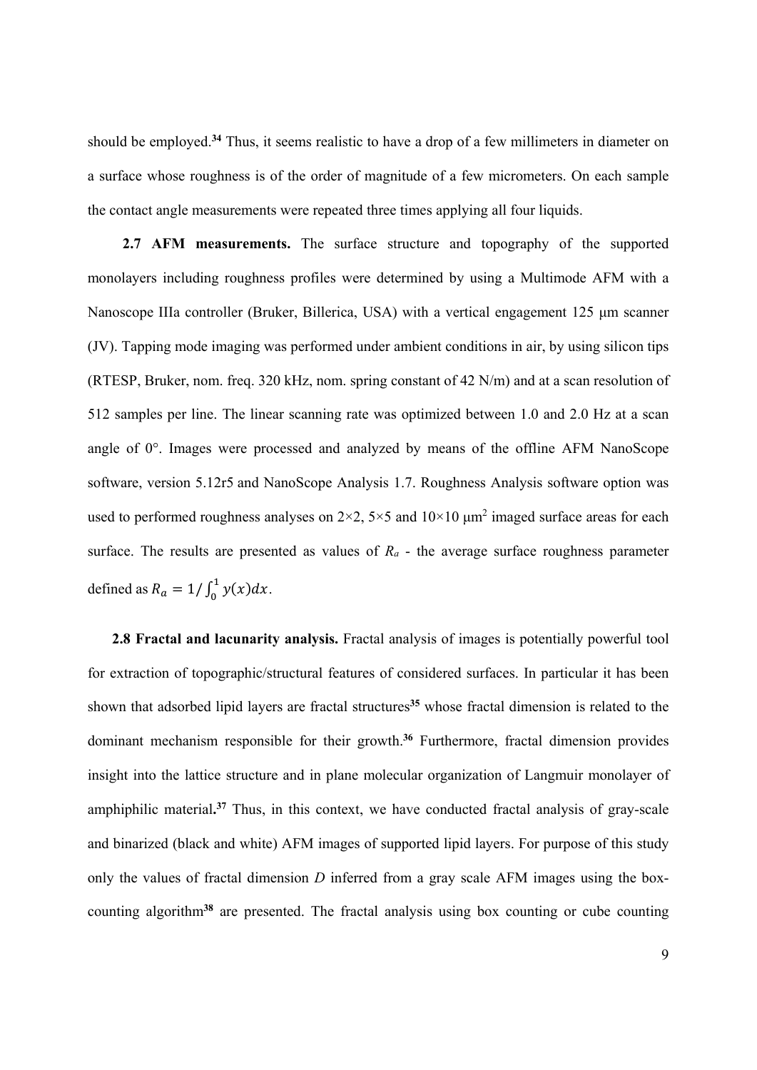should be employed.[34] Thus, it seems realistic to have a drop of a few millimeters in diameter on a surface whose roughness is of the order of magnitude of a few micrometers. On each sample the contact angle measurements were repeated three times applying all four liquids.

**2.7 AFM measurements.** The surface structure and topography of the supported monolayers including roughness profiles were determined by using a Multimode AFM with a Nanoscope IIIa controller (Bruker, Billerica, USA) with a vertical engagement 125 μm scanner (JV). Tapping mode imaging was performed under ambient conditions in air, by using silicon tips (RTESP, Bruker, nom. freq. 320 kHz, nom. spring constant of 42 N/m) and at a scan resolution of 512 samples per line. The linear scanning rate was optimized between 1.0 and 2.0 Hz at a scan angle of 0°. Images were processed and analyzed by means of the offline AFM NanoScope software, version 5.12r5 and NanoScope Analysis 1.7. Roughness Analysis software option was used to performed roughness analyses on 2×2, 5×5 and 10×10 μm$^2$ imaged surface areas for each surface. The results are presented as values of $R_a$ - the average surface roughness parameter defined as $R_a = 1/\int_0^1 y(x)dx$.

**2.8 Fractal and lacunarity analysis.** Fractal analysis of images is potentially powerful tool for extraction of topographic/structural features of considered surfaces. In particular it has been shown that adsorbed lipid layers are fractal structures[35] whose fractal dimension is related to the dominant mechanism responsible for their growth.[36] Furthermore, fractal dimension provides insight into the lattice structure and in plane molecular organization of Langmuir monolayer of amphiphilic material**.**[37] Thus, in this context, we have conducted fractal analysis of gray-scale and binarized (black and white) AFM images of supported lipid layers. For purpose of this study only the values of fractal dimension *D* inferred from a gray scale AFM images using the box-counting algorithm[38] are presented. The fractal analysis using box counting or cube counting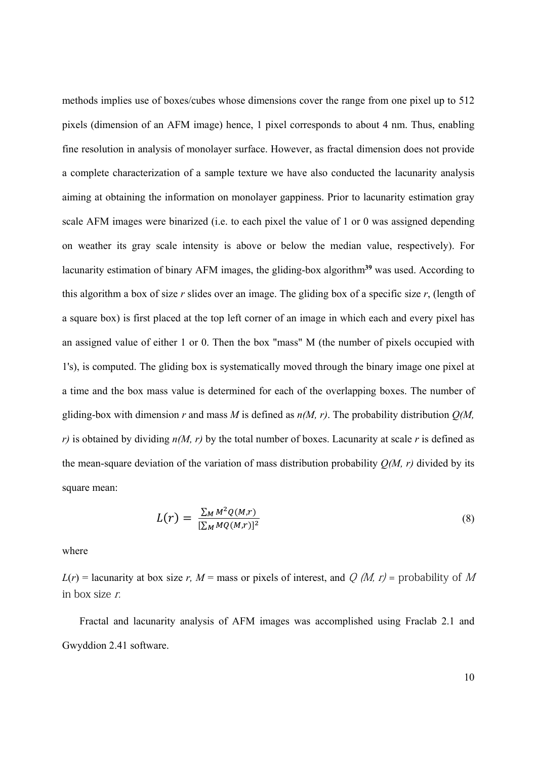methods implies use of boxes/cubes whose dimensions cover the range from one pixel up to 512 pixels (dimension of an AFM image) hence, 1 pixel corresponds to about 4 nm. Thus, enabling fine resolution in analysis of monolayer surface. However, as fractal dimension does not provide a complete characterization of a sample texture we have also conducted the lacunarity analysis aiming at obtaining the information on monolayer gappiness. Prior to lacunarity estimation gray scale AFM images were binarized (i.e. to each pixel the value of 1 or 0 was assigned depending on weather its gray scale intensity is above or below the median value, respectively). For lacunarity estimation of binary AFM images, the gliding-box algorithm[39] was used. According to this algorithm a box of size *r* slides over an image. The gliding box of a specific size *r*, (length of a square box) is first placed at the top left corner of an image in which each and every pixel has an assigned value of either 1 or 0. Then the box "mass" M (the number of pixels occupied with 1's), is computed. The gliding box is systematically moved through the binary image one pixel at a time and the box mass value is determined for each of the overlapping boxes. The number of gliding-box with dimension *r* and mass *M* is defined as $n(M, r)$. The probability distribution $Q(M, r)$ is obtained by dividing $n(M, r)$ by the total number of boxes. Lacunarity at scale *r* is defined as the mean-square deviation of the variation of mass distribution probability $Q(M, r)$ divided by its square mean:

$$L(r) = \frac{\sum_M M^2 Q(M,r)}{[\sum_M M Q(M,r)]^2} \tag{8}$$

where

$L(r)$ = lacunarity at box size *r*, *M* = mass or pixels of interest, and $Q(M, r)$ = probability of *M* in box size *r*.

Fractal and lacunarity analysis of AFM images was accomplished using Fraclab 2.1 and Gwyddion 2.41 software.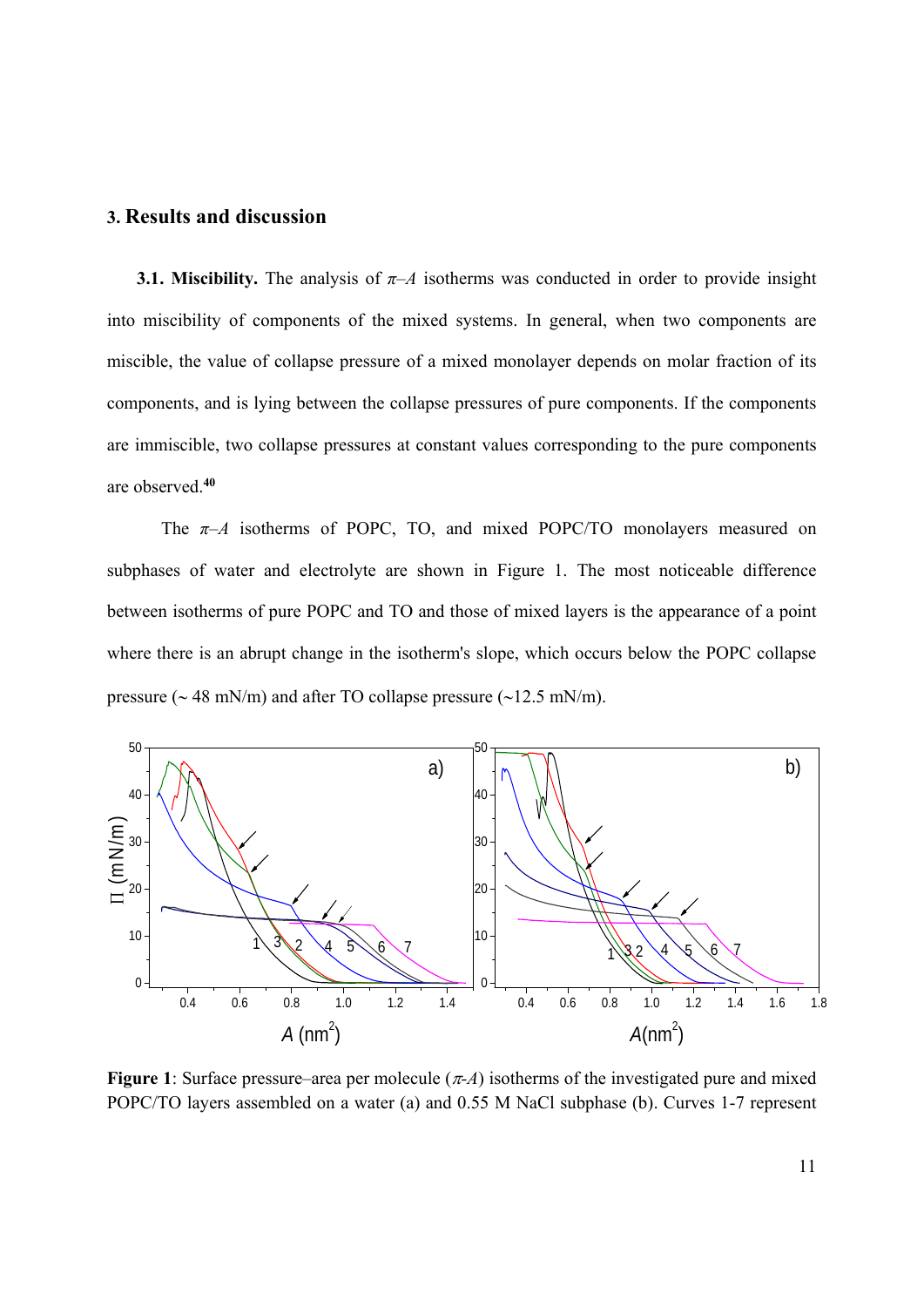## 3. Results and discussion

**3.1. Miscibility.** The analysis of $\pi$–$A$ isotherms was conducted in order to provide insight into miscibility of components of the mixed systems. In general, when two components are miscible, the value of collapse pressure of a mixed monolayer depends on molar fraction of its components, and is lying between the collapse pressures of pure components. If the components are immiscible, two collapse pressures at constant values corresponding to the pure components are observed.[40]

The $\pi$–$A$ isotherms of POPC, TO, and mixed POPC/TO monolayers measured on subphases of water and electrolyte are shown in Figure 1. The most noticeable difference between isotherms of pure POPC and TO and those of mixed layers is the appearance of a point where there is an abrupt change in the isotherm's slope, which occurs below the POPC collapse pressure (~ 48 mN/m) and after TO collapse pressure (~12.5 mN/m).

a)
b)
Π (mN/m)
50
40
30
20
10
0
0.4 0.6 0.8 1.0 1.2 1.4
0.4 0.6 0.8 1.0 1.2 1.4 1.6 1.8
1 3 2 4 5 6 7
1 3 2 4 5 6 7
$A$ (nm$^2$)
$A$(nm$^2$)

**Figure 1**: Surface pressure–area per molecule ($\pi$-$A$) isotherms of the investigated pure and mixed POPC/TO layers assembled on a water (a) and 0.55 M NaCl subphase (b). Curves 1-7 represent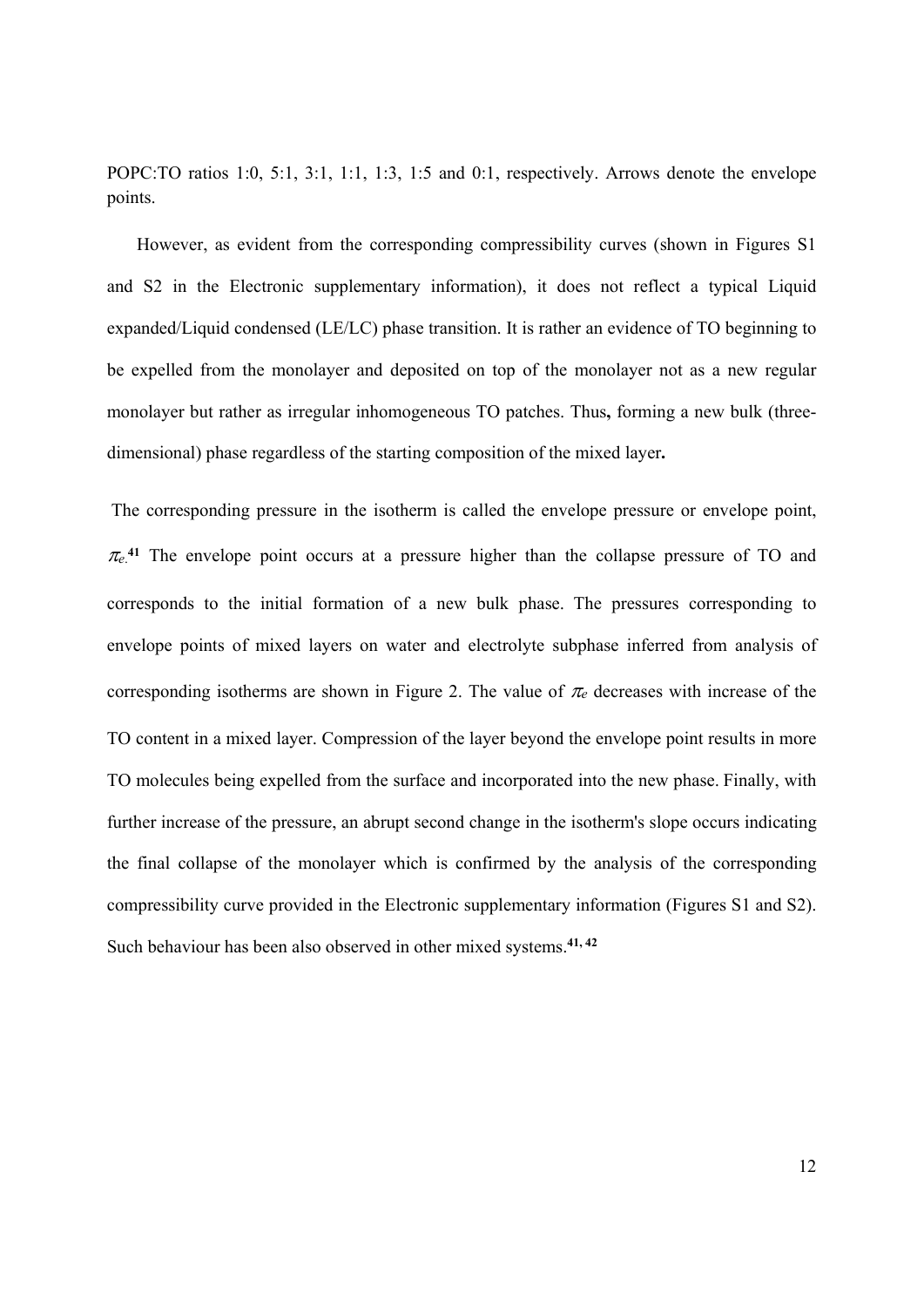POPC:TO ratios 1:0, 5:1, 3:1, 1:1, 1:3, 1:5 and 0:1, respectively. Arrows denote the envelope points.

However, as evident from the corresponding compressibility curves (shown in Figures S1 and S2 in the Electronic supplementary information), it does not reflect a typical Liquid expanded/Liquid condensed (LE/LC) phase transition. It is rather an evidence of TO beginning to be expelled from the monolayer and deposited on top of the monolayer not as a new regular monolayer but rather as irregular inhomogeneous TO patches. Thus**,** forming a new bulk (three-dimensional) phase regardless of the starting composition of the mixed layer**.**

The corresponding pressure in the isotherm is called the envelope pressure or envelope point, $\pi_e$.[41] The envelope point occurs at a pressure higher than the collapse pressure of TO and corresponds to the initial formation of a new bulk phase. The pressures corresponding to envelope points of mixed layers on water and electrolyte subphase inferred from analysis of corresponding isotherms are shown in Figure 2. The value of $\pi_e$ decreases with increase of the TO content in a mixed layer. Compression of the layer beyond the envelope point results in more TO molecules being expelled from the surface and incorporated into the new phase. Finally, with further increase of the pressure, an abrupt second change in the isotherm's slope occurs indicating the final collapse of the monolayer which is confirmed by the analysis of the corresponding compressibility curve provided in the Electronic supplementary information (Figures S1 and S2). Such behaviour has been also observed in other mixed systems.[41, 42]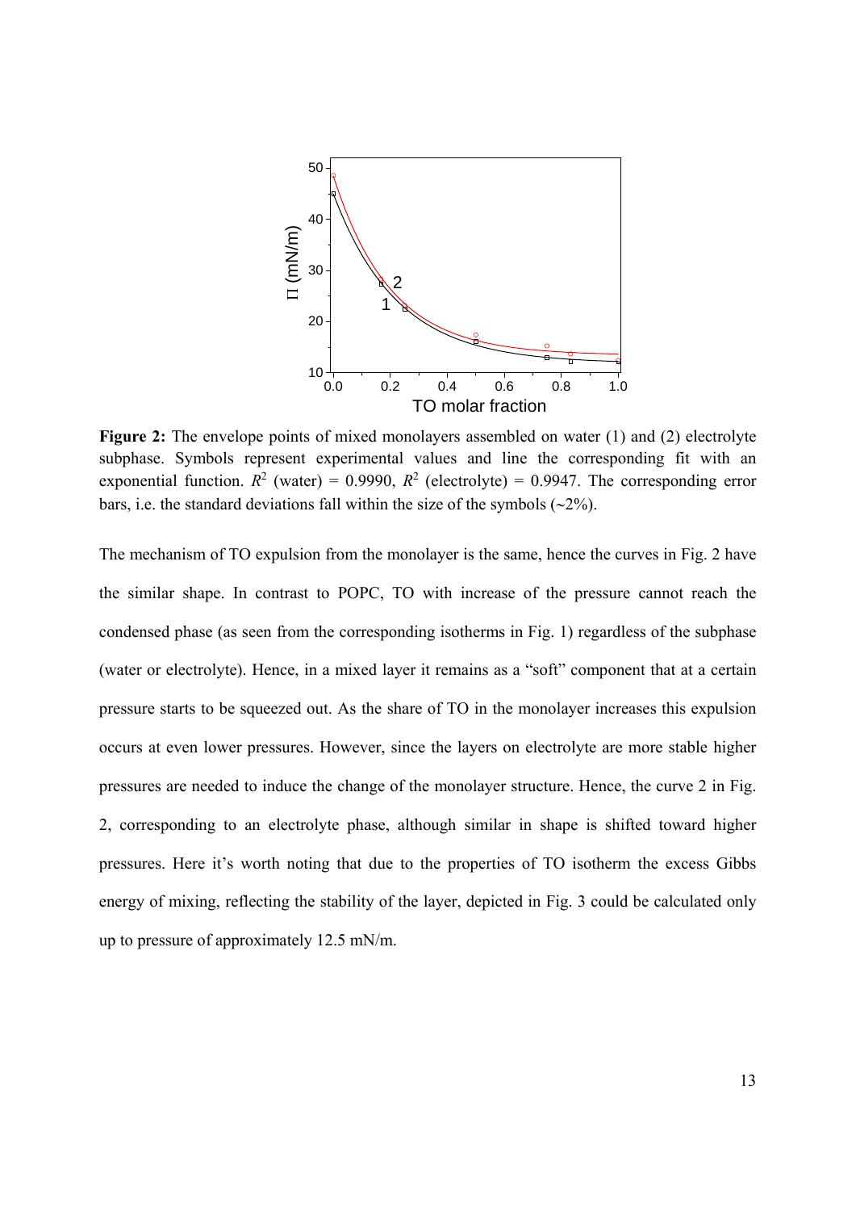Π (mN/m)

50

40

30

20

10

0.0 0.2 0.4 0.6 0.8 1.0

TO molar fraction

1

2

**Figure 2:** The envelope points of mixed monolayers assembled on water (1) and (2) electrolyte subphase. Symbols represent experimental values and line the corresponding fit with an exponential function. $R^2$ (water) = 0.9990, $R^2$ (electrolyte) = 0.9947. The corresponding error bars, i.e. the standard deviations fall within the size of the symbols (~2%).

The mechanism of TO expulsion from the monolayer is the same, hence the curves in Fig. 2 have the similar shape. In contrast to POPC, TO with increase of the pressure cannot reach the condensed phase (as seen from the corresponding isotherms in Fig. 1) regardless of the subphase (water or electrolyte). Hence, in a mixed layer it remains as a "soft" component that at a certain pressure starts to be squeezed out. As the share of TO in the monolayer increases this expulsion occurs at even lower pressures. However, since the layers on electrolyte are more stable higher pressures are needed to induce the change of the monolayer structure. Hence, the curve 2 in Fig. 2, corresponding to an electrolyte phase, although similar in shape is shifted toward higher pressures. Here it's worth noting that due to the properties of TO isotherm the excess Gibbs energy of mixing, reflecting the stability of the layer, depicted in Fig. 3 could be calculated only up to pressure of approximately 12.5 mN/m.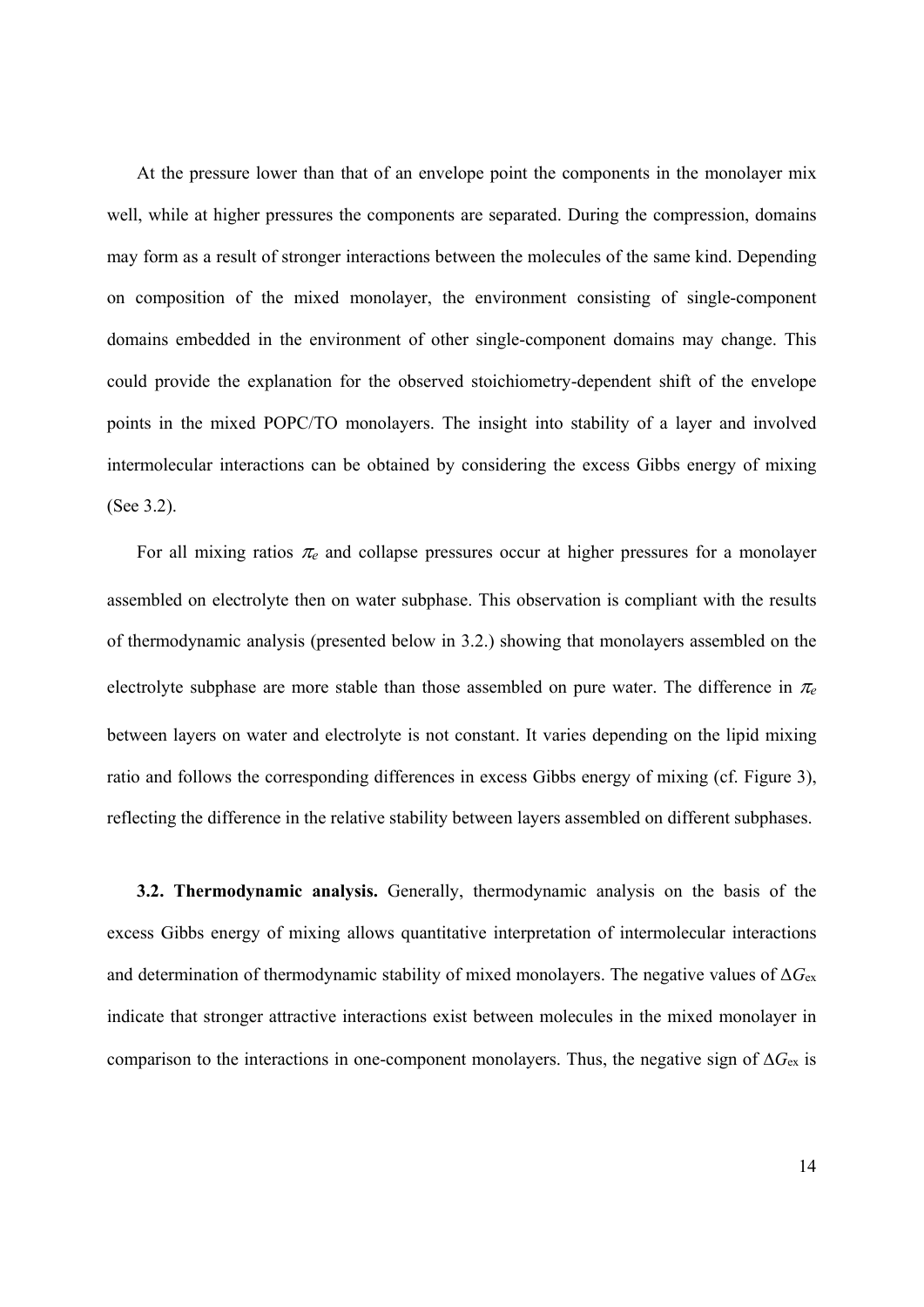At the pressure lower than that of an envelope point the components in the monolayer mix well, while at higher pressures the components are separated. During the compression, domains may form as a result of stronger interactions between the molecules of the same kind. Depending on composition of the mixed monolayer, the environment consisting of single-component domains embedded in the environment of other single-component domains may change. This could provide the explanation for the observed stoichiometry-dependent shift of the envelope points in the mixed POPC/TO monolayers. The insight into stability of a layer and involved intermolecular interactions can be obtained by considering the excess Gibbs energy of mixing (See 3.2).

For all mixing ratios $\pi_e$ and collapse pressures occur at higher pressures for a monolayer assembled on electrolyte then on water subphase. This observation is compliant with the results of thermodynamic analysis (presented below in 3.2.) showing that monolayers assembled on the electrolyte subphase are more stable than those assembled on pure water. The difference in $\pi_e$ between layers on water and electrolyte is not constant. It varies depending on the lipid mixing ratio and follows the corresponding differences in excess Gibbs energy of mixing (cf. Figure 3), reflecting the difference in the relative stability between layers assembled on different subphases.

**3.2. Thermodynamic analysis.** Generally, thermodynamic analysis on the basis of the excess Gibbs energy of mixing allows quantitative interpretation of intermolecular interactions and determination of thermodynamic stability of mixed monolayers. The negative values of $\Delta G_{ex}$ indicate that stronger attractive interactions exist between molecules in the mixed monolayer in comparison to the interactions in one-component monolayers. Thus, the negative sign of $\Delta G_{ex}$ is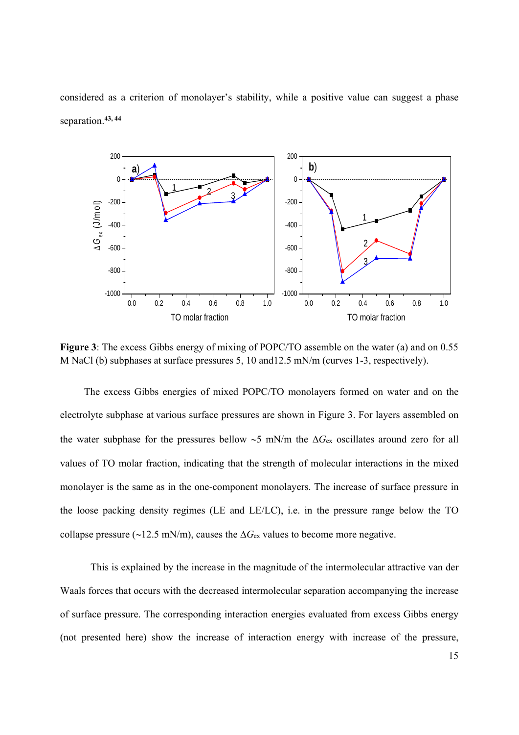considered as a criterion of monolayer's stability, while a positive value can suggest a phase separation.[43, 44]

a)

b)

200
0
-200
-400
-600
-800
-1000

$\Delta G_{ex}$ (J/mol)

0.0 0.2 0.4 0.6 0.8 1.0

TO molar fraction

1
2
3

**Figure 3**: The excess Gibbs energy of mixing of POPC/TO assemble on the water (a) and on 0.55 M NaCl (b) subphases at surface pressures 5, 10 and12.5 mN/m (curves 1-3, respectively).

The excess Gibbs energies of mixed POPC/TO monolayers formed on water and on the electrolyte subphase at various surface pressures are shown in Figure 3. For layers assembled on the water subphase for the pressures bellow ~5 mN/m the $\Delta G_{ex}$ oscillates around zero for all values of TO molar fraction, indicating that the strength of molecular interactions in the mixed monolayer is the same as in the one-component monolayers. The increase of surface pressure in the loose packing density regimes (LE and LE/LC), i.e. in the pressure range below the TO collapse pressure (~12.5 mN/m), causes the $\Delta G_{ex}$ values to become more negative.

This is explained by the increase in the magnitude of the intermolecular attractive van der Waals forces that occurs with the decreased intermolecular separation accompanying the increase of surface pressure. The corresponding interaction energies evaluated from excess Gibbs energy (not presented here) show the increase of interaction energy with increase of the pressure,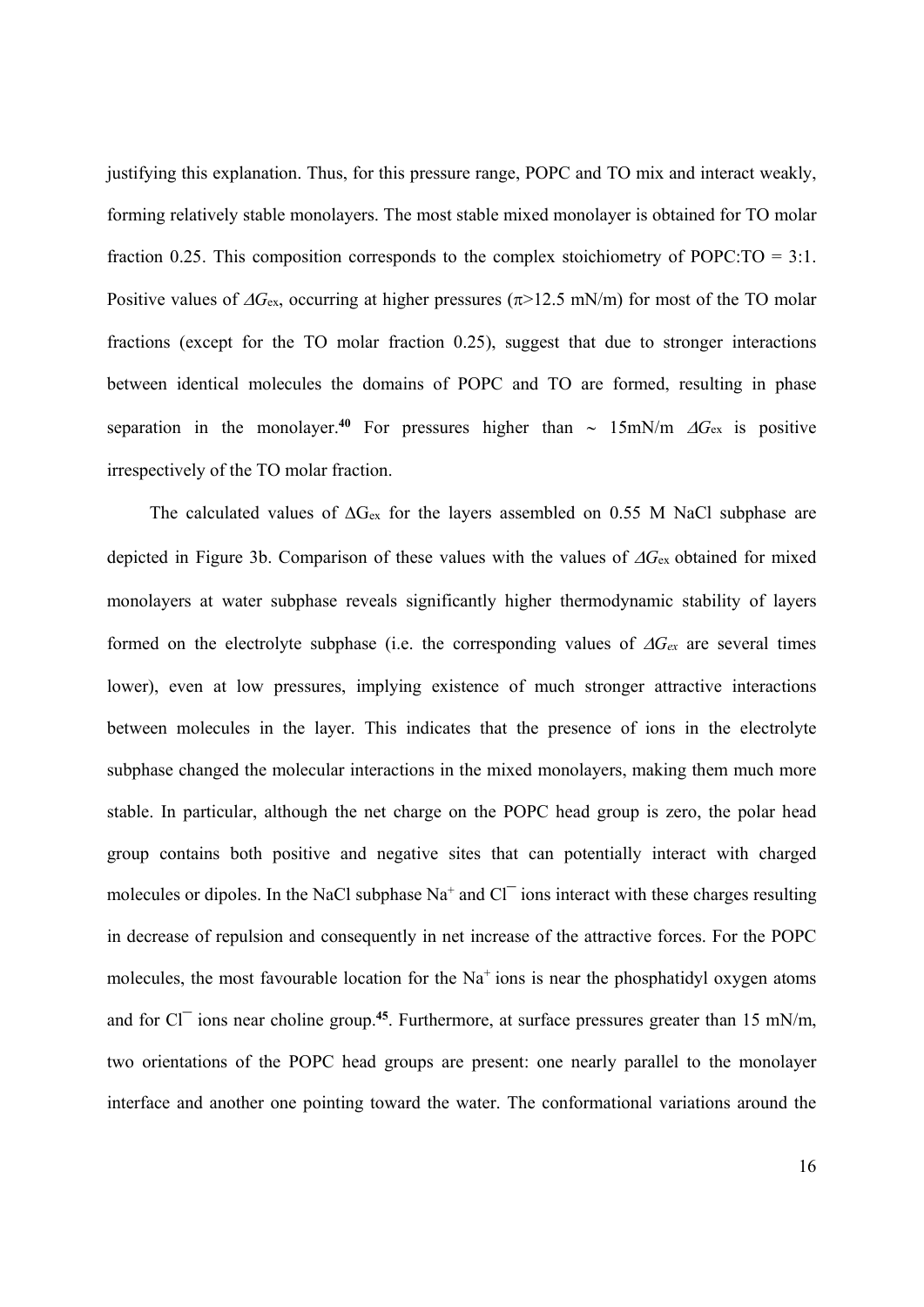justifying this explanation. Thus, for this pressure range, POPC and TO mix and interact weakly, forming relatively stable monolayers. The most stable mixed monolayer is obtained for TO molar fraction 0.25. This composition corresponds to the complex stoichiometry of POPC:TO = 3:1. Positive values of $\Delta G_{ex}$, occurring at higher pressures ($\pi$>12.5 mN/m) for most of the TO molar fractions (except for the TO molar fraction 0.25), suggest that due to stronger interactions between identical molecules the domains of POPC and TO are formed, resulting in phase separation in the monolayer.[40] For pressures higher than ~ 15mN/m $\Delta G_{ex}$ is positive irrespectively of the TO molar fraction.

The calculated values of $\Delta G_{ex}$ for the layers assembled on 0.55 M NaCl subphase are depicted in Figure 3b. Comparison of these values with the values of $\Delta G_{ex}$ obtained for mixed monolayers at water subphase reveals significantly higher thermodynamic stability of layers formed on the electrolyte subphase (i.e. the corresponding values of $\Delta G_{ex}$ are several times lower), even at low pressures, implying existence of much stronger attractive interactions between molecules in the layer. This indicates that the presence of ions in the electrolyte subphase changed the molecular interactions in the mixed monolayers, making them much more stable. In particular, although the net charge on the POPC head group is zero, the polar head group contains both positive and negative sites that can potentially interact with charged molecules or dipoles. In the NaCl subphase $Na^+$ and $Cl^-$ ions interact with these charges resulting in decrease of repulsion and consequently in net increase of the attractive forces. For the POPC molecules, the most favourable location for the $Na^+$ ions is near the phosphatidyl oxygen atoms and for $Cl^-$ ions near choline group.[45]. Furthermore, at surface pressures greater than 15 mN/m, two orientations of the POPC head groups are present: one nearly parallel to the monolayer interface and another one pointing toward the water. The conformational variations around the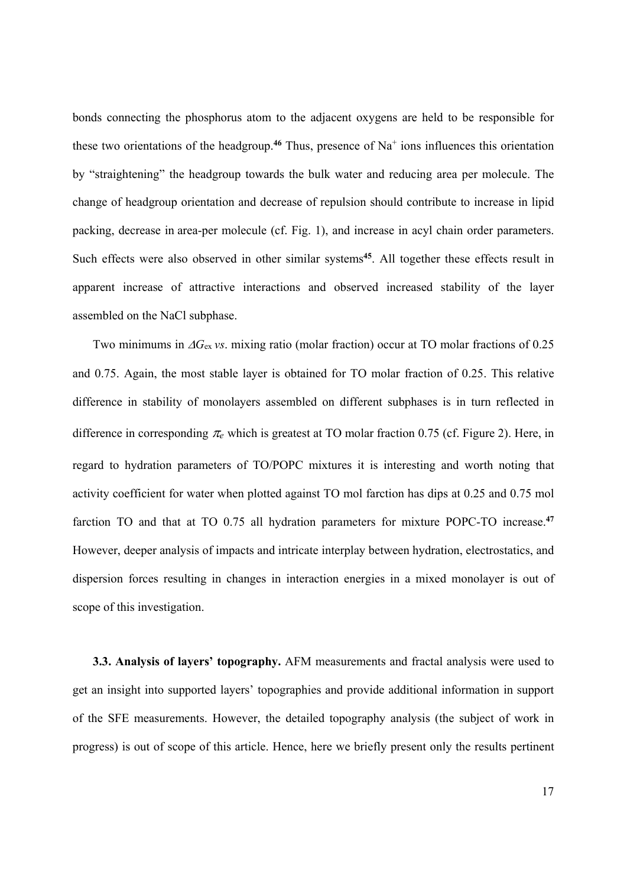bonds connecting the phosphorus atom to the adjacent oxygens are held to be responsible for these two orientations of the headgroup.[46] Thus, presence of $Na^+$ ions influences this orientation by "straightening" the headgroup towards the bulk water and reducing area per molecule. The change of headgroup orientation and decrease of repulsion should contribute to increase in lipid packing, decrease in area-per molecule (cf. Fig. 1), and increase in acyl chain order parameters. Such effects were also observed in other similar systems[45]. All together these effects result in apparent increase of attractive interactions and observed increased stability of the layer assembled on the NaCl subphase.

Two minimums in $\Delta G_{ex}$ *vs*. mixing ratio (molar fraction) occur at TO molar fractions of 0.25 and 0.75. Again, the most stable layer is obtained for TO molar fraction of 0.25. This relative difference in stability of monolayers assembled on different subphases is in turn reflected in difference in corresponding $\pi_e$ which is greatest at TO molar fraction 0.75 (cf. Figure 2). Here, in regard to hydration parameters of TO/POPC mixtures it is interesting and worth noting that activity coefficient for water when plotted against TO mol farction has dips at 0.25 and 0.75 mol farction TO and that at TO 0.75 all hydration parameters for mixture POPC-TO increase.[47] However, deeper analysis of impacts and intricate interplay between hydration, electrostatics, and dispersion forces resulting in changes in interaction energies in a mixed monolayer is out of scope of this investigation.

**3.3. Analysis of layers' topography.** AFM measurements and fractal analysis were used to get an insight into supported layers' topographies and provide additional information in support of the SFE measurements. However, the detailed topography analysis (the subject of work in progress) is out of scope of this article. Hence, here we briefly present only the results pertinent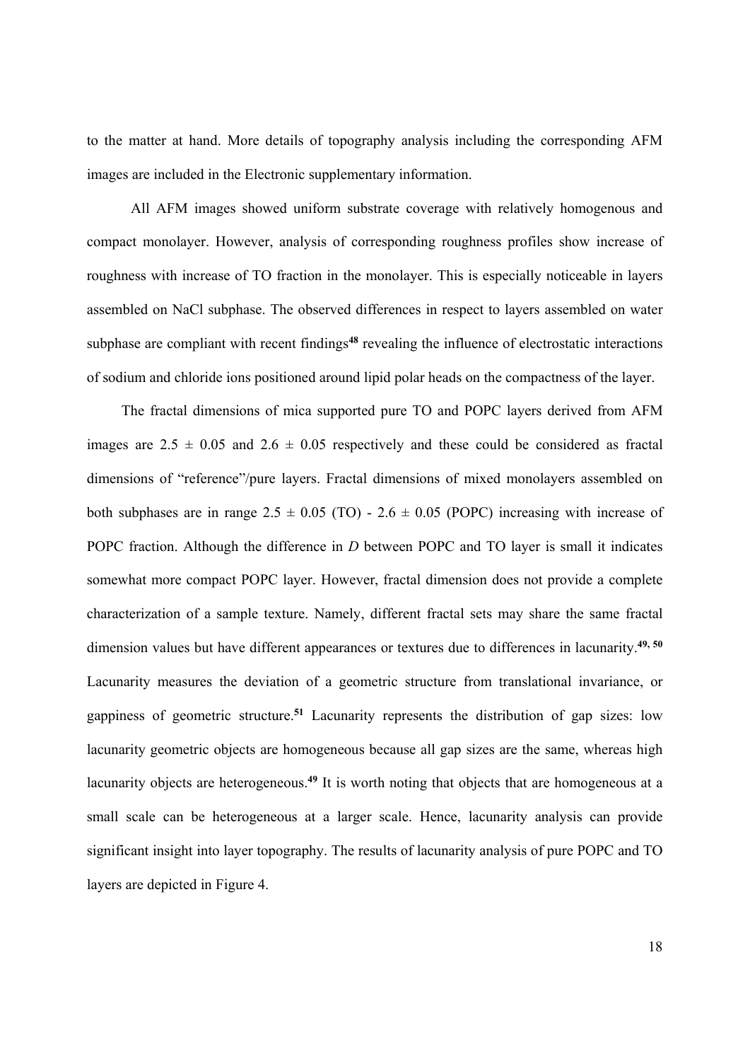to the matter at hand. More details of topography analysis including the corresponding AFM images are included in the Electronic supplementary information.

All AFM images showed uniform substrate coverage with relatively homogenous and compact monolayer. However, analysis of corresponding roughness profiles show increase of roughness with increase of TO fraction in the monolayer. This is especially noticeable in layers assembled on NaCl subphase. The observed differences in respect to layers assembled on water subphase are compliant with recent findings[48] revealing the influence of electrostatic interactions of sodium and chloride ions positioned around lipid polar heads on the compactness of the layer.

The fractal dimensions of mica supported pure TO and POPC layers derived from AFM images are $2.5 \pm 0.05$ and $2.6 \pm 0.05$ respectively and these could be considered as fractal dimensions of "reference"/pure layers. Fractal dimensions of mixed monolayers assembled on both subphases are in range $2.5 \pm 0.05$ (TO) - $2.6 \pm 0.05$ (POPC) increasing with increase of POPC fraction. Although the difference in $D$ between POPC and TO layer is small it indicates somewhat more compact POPC layer. However, fractal dimension does not provide a complete characterization of a sample texture. Namely, different fractal sets may share the same fractal dimension values but have different appearances or textures due to differences in lacunarity.[49, 50] Lacunarity measures the deviation of a geometric structure from translational invariance, or gappiness of geometric structure.[51] Lacunarity represents the distribution of gap sizes: low lacunarity geometric objects are homogeneous because all gap sizes are the same, whereas high lacunarity objects are heterogeneous.[49] It is worth noting that objects that are homogeneous at a small scale can be heterogeneous at a larger scale. Hence, lacunarity analysis can provide significant insight into layer topography. The results of lacunarity analysis of pure POPC and TO layers are depicted in Figure 4.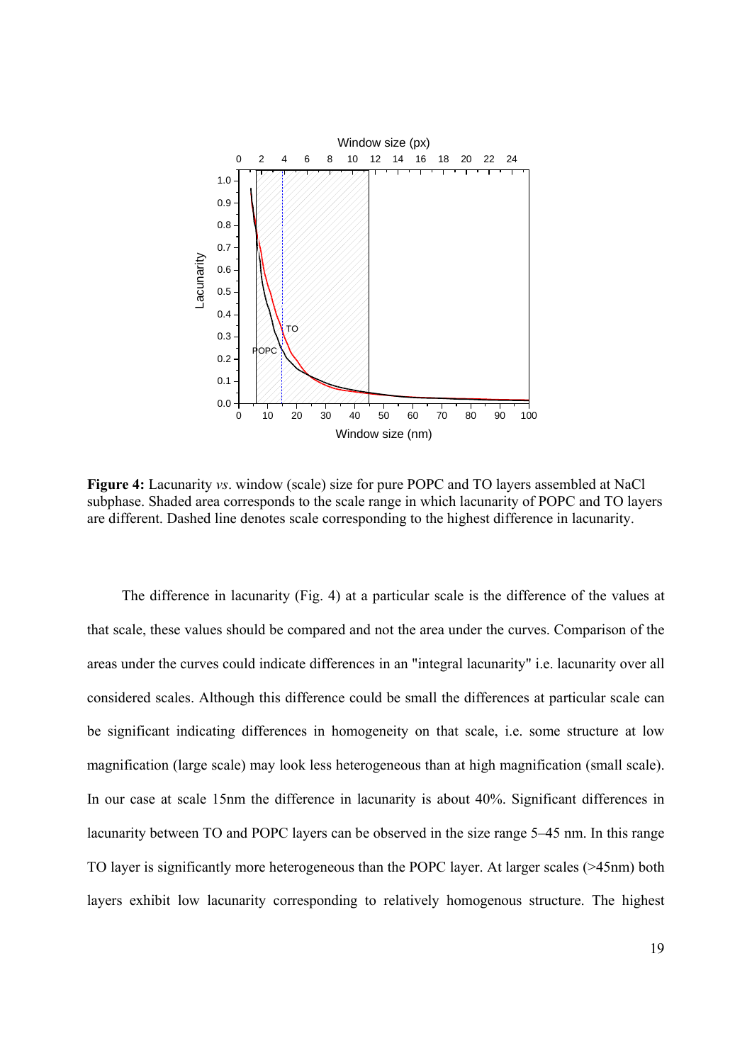**Figure 4:** Lacunarity *vs*. window (scale) size for pure POPC and TO layers assembled at NaCl subphase. Shaded area corresponds to the scale range in which lacunarity of POPC and TO layers are different. Dashed line denotes scale corresponding to the highest difference in lacunarity.

The difference in lacunarity (Fig. 4) at a particular scale is the difference of the values at that scale, these values should be compared and not the area under the curves. Comparison of the areas under the curves could indicate differences in an "integral lacunarity" i.e. lacunarity over all considered scales. Although this difference could be small the differences at particular scale can be significant indicating differences in homogeneity on that scale, i.e. some structure at low magnification (large scale) may look less heterogeneous than at high magnification (small scale). In our case at scale 15nm the difference in lacunarity is about 40%. Significant differences in lacunarity between TO and POPC layers can be observed in the size range 5–45 nm. In this range TO layer is significantly more heterogeneous than the POPC layer. At larger scales (>45nm) both layers exhibit low lacunarity corresponding to relatively homogenous structure. The highest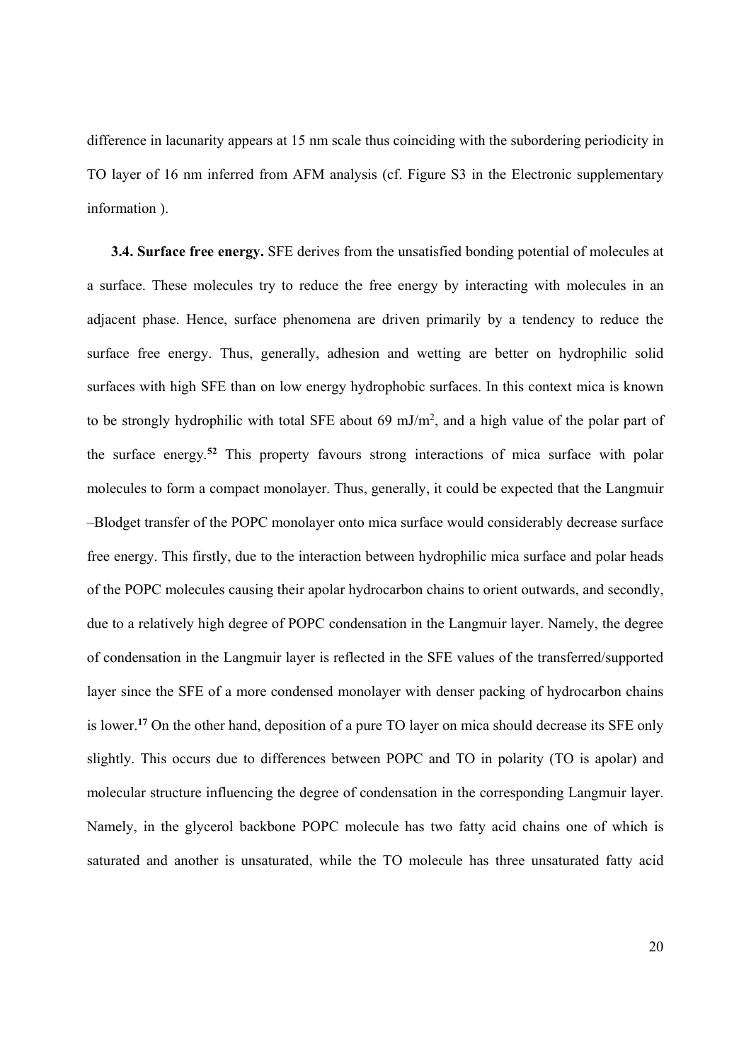difference in lacunarity appears at 15 nm scale thus coinciding with the subordering periodicity in TO layer of 16 nm inferred from AFM analysis (cf. Figure S3 in the Electronic supplementary information ).

**3.4. Surface free energy.** SFE derives from the unsatisfied bonding potential of molecules at a surface. These molecules try to reduce the free energy by interacting with molecules in an adjacent phase. Hence, surface phenomena are driven primarily by a tendency to reduce the surface free energy. Thus, generally, adhesion and wetting are better on hydrophilic solid surfaces with high SFE than on low energy hydrophobic surfaces. In this context mica is known to be strongly hydrophilic with total SFE about 69 $mJ/m^2$, and a high value of the polar part of the surface energy.[52] This property favours strong interactions of mica surface with polar molecules to form a compact monolayer. Thus, generally, it could be expected that the Langmuir –Blodget transfer of the POPC monolayer onto mica surface would considerably decrease surface free energy. This firstly, due to the interaction between hydrophilic mica surface and polar heads of the POPC molecules causing their apolar hydrocarbon chains to orient outwards, and secondly, due to a relatively high degree of POPC condensation in the Langmuir layer. Namely, the degree of condensation in the Langmuir layer is reflected in the SFE values of the transferred/supported layer since the SFE of a more condensed monolayer with denser packing of hydrocarbon chains is lower.[17] On the other hand, deposition of a pure TO layer on mica should decrease its SFE only slightly. This occurs due to differences between POPC and TO in polarity (TO is apolar) and molecular structure influencing the degree of condensation in the corresponding Langmuir layer. Namely, in the glycerol backbone POPC molecule has two fatty acid chains one of which is saturated and another is unsaturated, while the TO molecule has three unsaturated fatty acid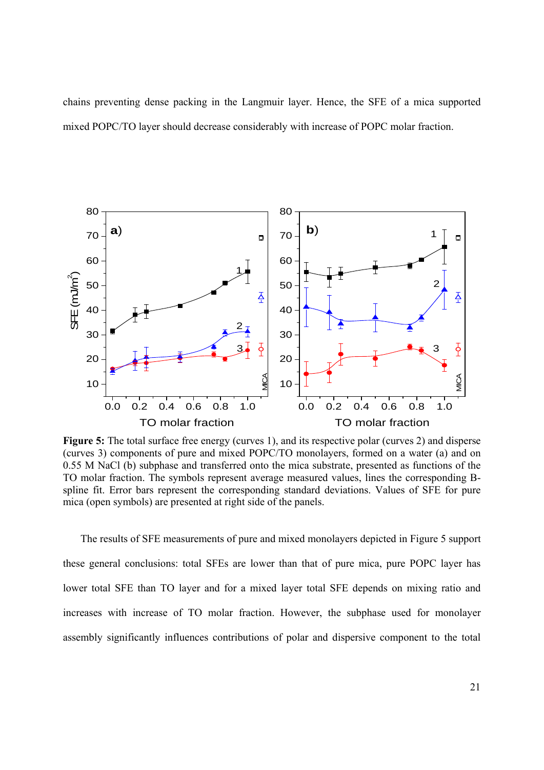chains preventing dense packing in the Langmuir layer. Hence, the SFE of a mica supported mixed POPC/TO layer should decrease considerably with increase of POPC molar fraction.

a)

SFE (mJ/m$^2$)

80
70
60
50
40
30
20
10

0.0 0.2 0.4 0.6 0.8 1.0

TO molar fraction

1
2
3

MICA

b)

80
70
60
50
40
30
20
10

0.0 0.2 0.4 0.6 0.8 1.0

TO molar fraction

1
2
3

MICA

**Figure 5:** The total surface free energy (curves 1), and its respective polar (curves 2) and disperse (curves 3) components of pure and mixed POPC/TO monolayers, formed on a water (a) and on 0.55 M NaCl (b) subphase and transferred onto the mica substrate, presented as functions of the TO molar fraction. The symbols represent average measured values, lines the corresponding B-spline fit. Error bars represent the corresponding standard deviations. Values of SFE for pure mica (open symbols) are presented at right side of the panels.

The results of SFE measurements of pure and mixed monolayers depicted in Figure 5 support these general conclusions: total SFEs are lower than that of pure mica, pure POPC layer has lower total SFE than TO layer and for a mixed layer total SFE depends on mixing ratio and increases with increase of TO molar fraction. However, the subphase used for monolayer assembly significantly influences contributions of polar and dispersive component to the total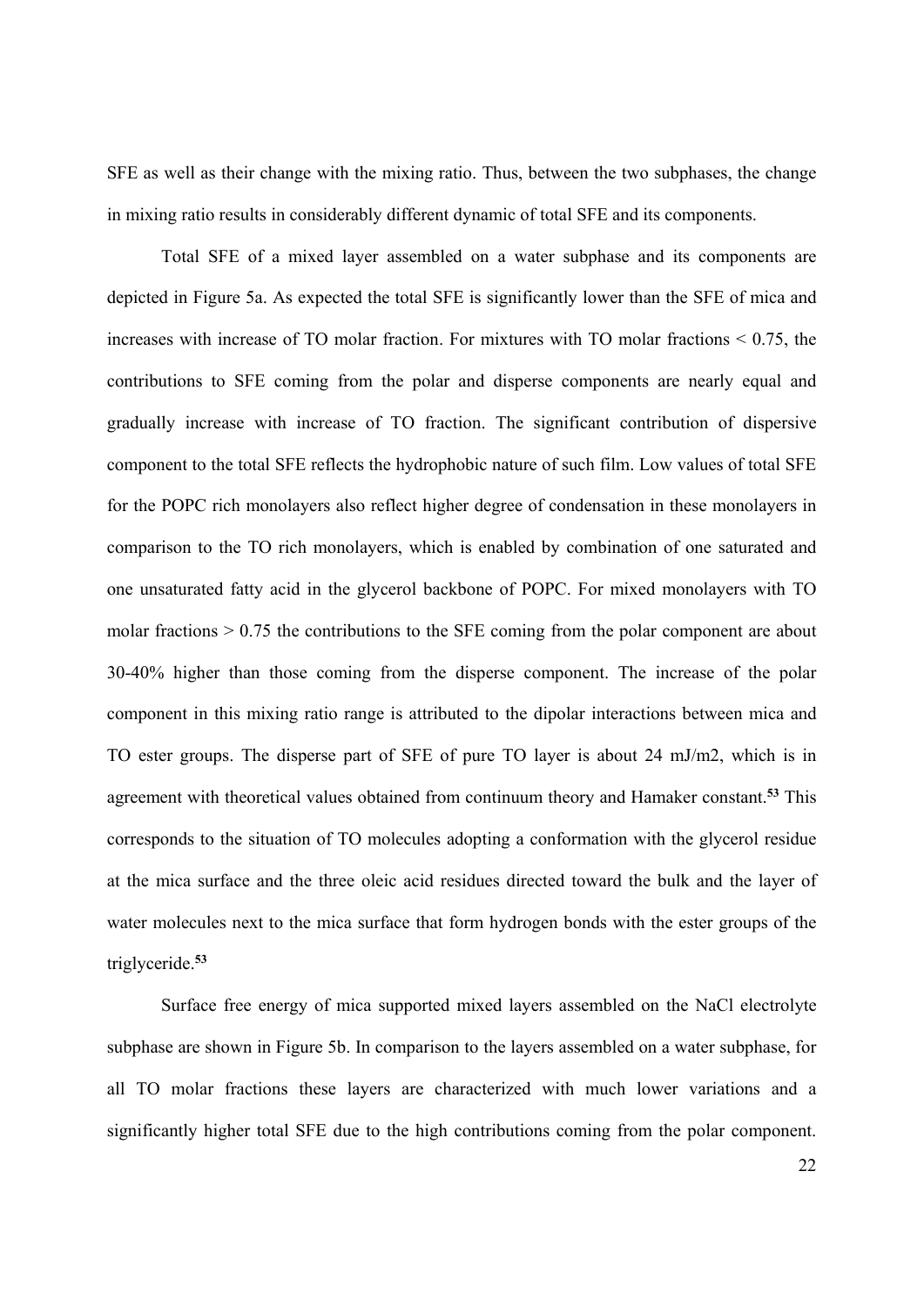SFE as well as their change with the mixing ratio. Thus, between the two subphases, the change in mixing ratio results in considerably different dynamic of total SFE and its components.

Total SFE of a mixed layer assembled on a water subphase and its components are depicted in Figure 5a. As expected the total SFE is significantly lower than the SFE of mica and increases with increase of TO molar fraction. For mixtures with TO molar fractions < 0.75, the contributions to SFE coming from the polar and disperse components are nearly equal and gradually increase with increase of TO fraction. The significant contribution of dispersive component to the total SFE reflects the hydrophobic nature of such film. Low values of total SFE for the POPC rich monolayers also reflect higher degree of condensation in these monolayers in comparison to the TO rich monolayers, which is enabled by combination of one saturated and one unsaturated fatty acid in the glycerol backbone of POPC. For mixed monolayers with TO molar fractions > 0.75 the contributions to the SFE coming from the polar component are about 30-40% higher than those coming from the disperse component. The increase of the polar component in this mixing ratio range is attributed to the dipolar interactions between mica and TO ester groups. The disperse part of SFE of pure TO layer is about 24 mJ/m2, which is in agreement with theoretical values obtained from continuum theory and Hamaker constant.[53] This corresponds to the situation of TO molecules adopting a conformation with the glycerol residue at the mica surface and the three oleic acid residues directed toward the bulk and the layer of water molecules next to the mica surface that form hydrogen bonds with the ester groups of the triglyceride.[53]

Surface free energy of mica supported mixed layers assembled on the NaCl electrolyte subphase are shown in Figure 5b. In comparison to the layers assembled on a water subphase, for all TO molar fractions these layers are characterized with much lower variations and a significantly higher total SFE due to the high contributions coming from the polar component.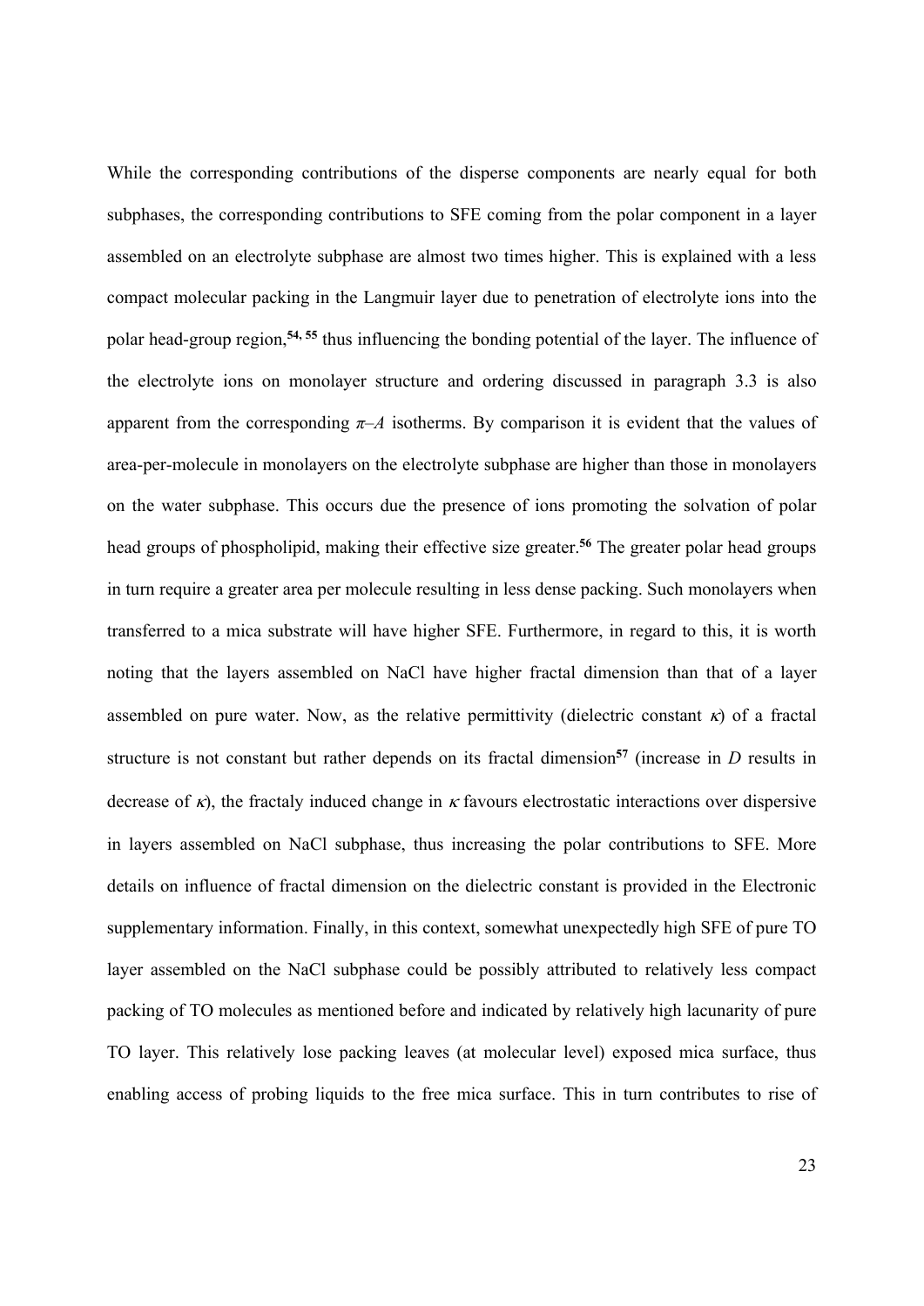While the corresponding contributions of the disperse components are nearly equal for both subphases, the corresponding contributions to SFE coming from the polar component in a layer assembled on an electrolyte subphase are almost two times higher. This is explained with a less compact molecular packing in the Langmuir layer due to penetration of electrolyte ions into the polar head-group region,[54, 55] thus influencing the bonding potential of the layer. The influence of the electrolyte ions on monolayer structure and ordering discussed in paragraph 3.3 is also apparent from the corresponding $\pi$–$A$ isotherms. By comparison it is evident that the values of area-per-molecule in monolayers on the electrolyte subphase are higher than those in monolayers on the water subphase. This occurs due the presence of ions promoting the solvation of polar head groups of phospholipid, making their effective size greater.[56] The greater polar head groups in turn require a greater area per molecule resulting in less dense packing. Such monolayers when transferred to a mica substrate will have higher SFE. Furthermore, in regard to this, it is worth noting that the layers assembled on NaCl have higher fractal dimension than that of a layer assembled on pure water. Now, as the relative permittivity (dielectric constant $\kappa$) of a fractal structure is not constant but rather depends on its fractal dimension[57] (increase in $D$ results in decrease of $\kappa$), the fractaly induced change in $\kappa$ favours electrostatic interactions over dispersive in layers assembled on NaCl subphase, thus increasing the polar contributions to SFE. More details on influence of fractal dimension on the dielectric constant is provided in the Electronic supplementary information. Finally, in this context, somewhat unexpectedly high SFE of pure TO layer assembled on the NaCl subphase could be possibly attributed to relatively less compact packing of TO molecules as mentioned before and indicated by relatively high lacunarity of pure TO layer. This relatively lose packing leaves (at molecular level) exposed mica surface, thus enabling access of probing liquids to the free mica surface. This in turn contributes to rise of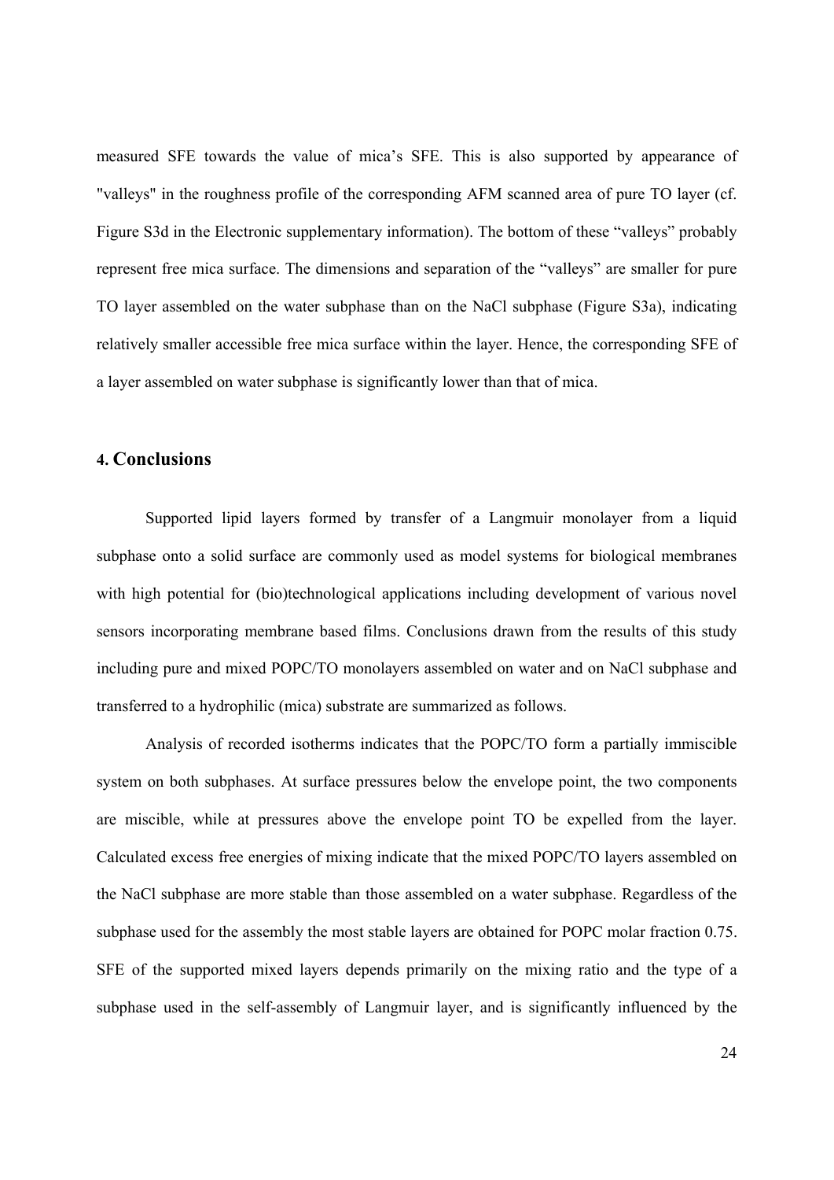measured SFE towards the value of mica's SFE. This is also supported by appearance of "valleys" in the roughness profile of the corresponding AFM scanned area of pure TO layer (cf. Figure S3d in the Electronic supplementary information). The bottom of these "valleys" probably represent free mica surface. The dimensions and separation of the "valleys" are smaller for pure TO layer assembled on the water subphase than on the NaCl subphase (Figure S3a), indicating relatively smaller accessible free mica surface within the layer. Hence, the corresponding SFE of a layer assembled on water subphase is significantly lower than that of mica.

## 4. Conclusions

Supported lipid layers formed by transfer of a Langmuir monolayer from a liquid subphase onto a solid surface are commonly used as model systems for biological membranes with high potential for (bio)technological applications including development of various novel sensors incorporating membrane based films. Conclusions drawn from the results of this study including pure and mixed POPC/TO monolayers assembled on water and on NaCl subphase and transferred to a hydrophilic (mica) substrate are summarized as follows.

Analysis of recorded isotherms indicates that the POPC/TO form a partially immiscible system on both subphases. At surface pressures below the envelope point, the two components are miscible, while at pressures above the envelope point TO be expelled from the layer. Calculated excess free energies of mixing indicate that the mixed POPC/TO layers assembled on the NaCl subphase are more stable than those assembled on a water subphase. Regardless of the subphase used for the assembly the most stable layers are obtained for POPC molar fraction 0.75. SFE of the supported mixed layers depends primarily on the mixing ratio and the type of a subphase used in the self-assembly of Langmuir layer, and is significantly influenced by the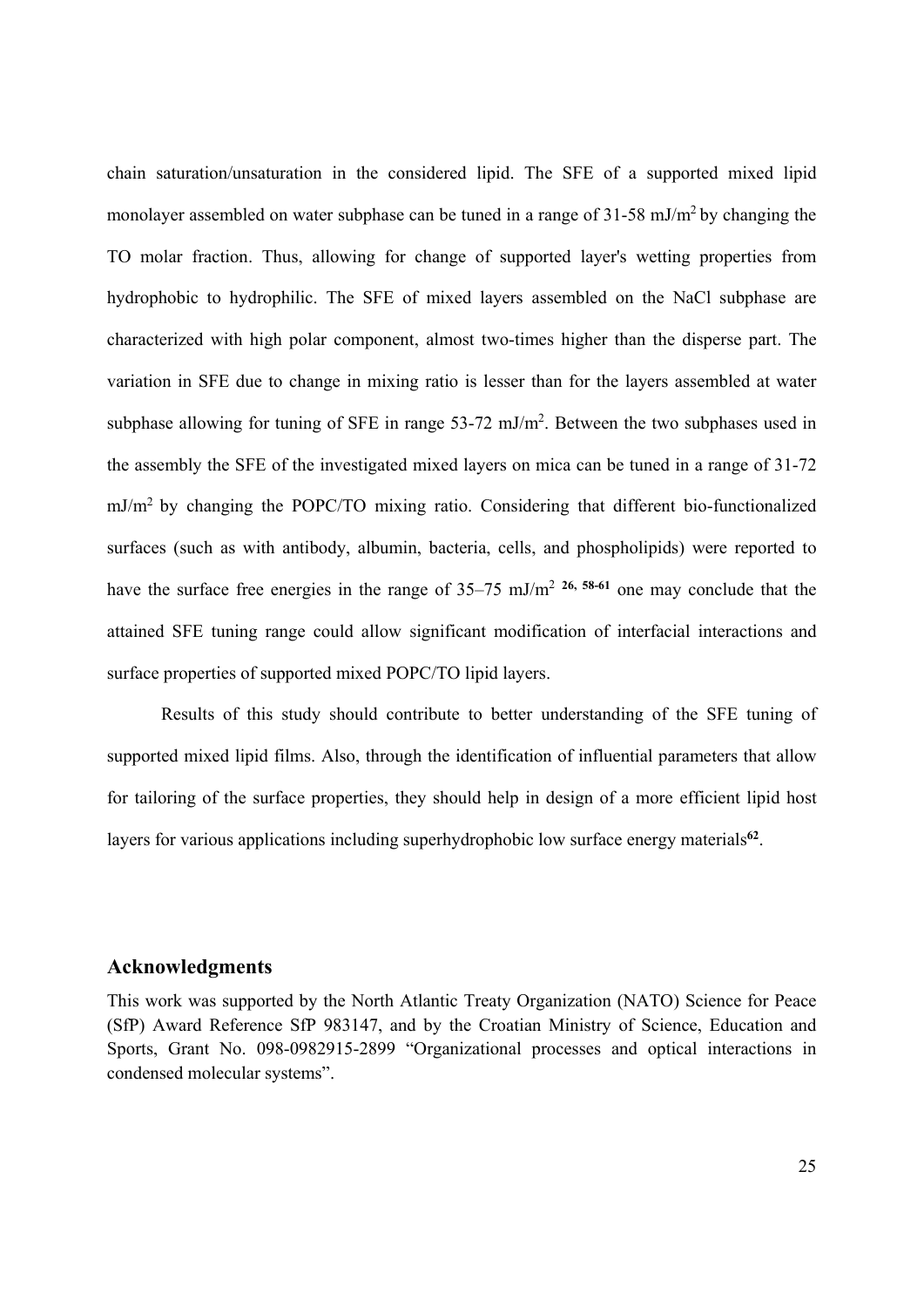chain saturation/unsaturation in the considered lipid. The SFE of a supported mixed lipid monolayer assembled on water subphase can be tuned in a range of 31-58 mJ/m$^2$ by changing the TO molar fraction. Thus, allowing for change of supported layer's wetting properties from hydrophobic to hydrophilic. The SFE of mixed layers assembled on the NaCl subphase are characterized with high polar component, almost two-times higher than the disperse part. The variation in SFE due to change in mixing ratio is lesser than for the layers assembled at water subphase allowing for tuning of SFE in range 53-72 mJ/m$^2$. Between the two subphases used in the assembly the SFE of the investigated mixed layers on mica can be tuned in a range of 31-72 mJ/m$^2$ by changing the POPC/TO mixing ratio. Considering that different bio-functionalized surfaces (such as with antibody, albumin, bacteria, cells, and phospholipids) were reported to have the surface free energies in the range of 35–75 mJ/m$^2$ [26, 58-61] one may conclude that the attained SFE tuning range could allow significant modification of interfacial interactions and surface properties of supported mixed POPC/TO lipid layers.

Results of this study should contribute to better understanding of the SFE tuning of supported mixed lipid films. Also, through the identification of influential parameters that allow for tailoring of the surface properties, they should help in design of a more efficient lipid host layers for various applications including superhydrophobic low surface energy materials[62].

## Acknowledgments

This work was supported by the North Atlantic Treaty Organization (NATO) Science for Peace (SfP) Award Reference SfP 983147, and by the Croatian Ministry of Science, Education and Sports, Grant No. 098-0982915-2899 "Organizational processes and optical interactions in condensed molecular systems".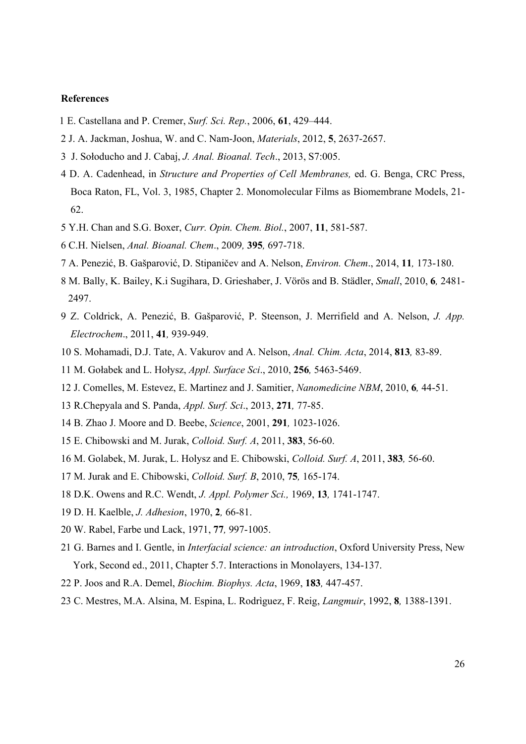**References**

1 E. Castellana and P. Cremer, *Surf. Sci. Rep.*, 2006, **61**, 429–444.

2 J. A. Jackman, Joshua, W. and C. Nam-Joon, *Materials*, 2012, **5**, 2637-2657.

3 J. Sołoducho and J. Cabaj, *J. Anal. Bioanal. Tech*., 2013, S7:005.

4 D. A. Cadenhead, in *Structure and Properties of Cell Membranes,* ed. G. Benga, CRC Press, Boca Raton, FL, Vol. 3, 1985, Chapter 2. Monomolecular Films as Biomembrane Models, 21-62.

5 Y.H. Chan and S.G. Boxer, *Curr. Opin. Chem. Biol.*, 2007, **11**, 581-587.

6 C.H. Nielsen, *Anal. Bioanal. Chem*., 2009*,* **395***,* 697-718.

7 A. Penezić, B. Gašparović, D. Stipaničev and A. Nelson, *Environ. Chem*., 2014, **11***,* 173-180.

8 M. Bally, K. Bailey, K.i Sugihara, D. Grieshaber, J. Vörös and B. Städler, *Small*, 2010, **6***,* 2481-2497.

9 Z. Coldrick, A. Penezić, B. Gašparović, P. Steenson, J. Merrifield and A. Nelson, *J. App. Electrochem*., 2011, **41***,* 939-949.

10 S. Mohamadi, D.J. Tate, A. Vakurov and A. Nelson, *Anal. Chim. Acta*, 2014, **813***,* 83-89.

11 M. Gołabek and L. Hołysz, *Appl. Surface Sci*., 2010, **256***,* 5463-5469.

12 J. Comelles, M. Estevez, E. Martinez and J. Samitier, *Nanomedicine NBM*, 2010, **6***,* 44-51.

13 R.Chepyala and S. Panda, *Appl. Surf. Sci*., 2013, **271***,* 77-85.

14 B. Zhao J. Moore and D. Beebe, *Science*, 2001, **291***,* 1023-1026.

15 E. Chibowski and M. Jurak, *Colloid. Surf. A*, 2011, **383**, 56-60.

16 M. Golabek, M. Jurak, L. Holysz and E. Chibowski, *Colloid. Surf. A*, 2011, **383***,* 56-60.

17 M. Jurak and E. Chibowski, *Colloid. Surf. B*, 2010, **75***,* 165-174.

18 D.K. Owens and R.C. Wendt, *J. Appl. Polymer Sci.,* 1969, **13***,* 1741-1747.

19 D. H. Kaelble, *J. Adhesion*, 1970, **2***,* 66-81.

20 W. Rabel, Farbe und Lack, 1971, **77***,* 997-1005.

21 G. Barnes and I. Gentle, in *Interfacial science: an introduction*, Oxford University Press, New York, Second ed., 2011, Chapter 5.7. Interactions in Monolayers, 134-137.

22 P. Joos and R.A. Demel, *Biochim. Biophys. Acta*, 1969, **183***,* 447-457.

23 C. Mestres, M.A. Alsina, M. Espina, L. Rodrìguez, F. Reig, *Langmuir*, 1992, **8***,* 1388-1391.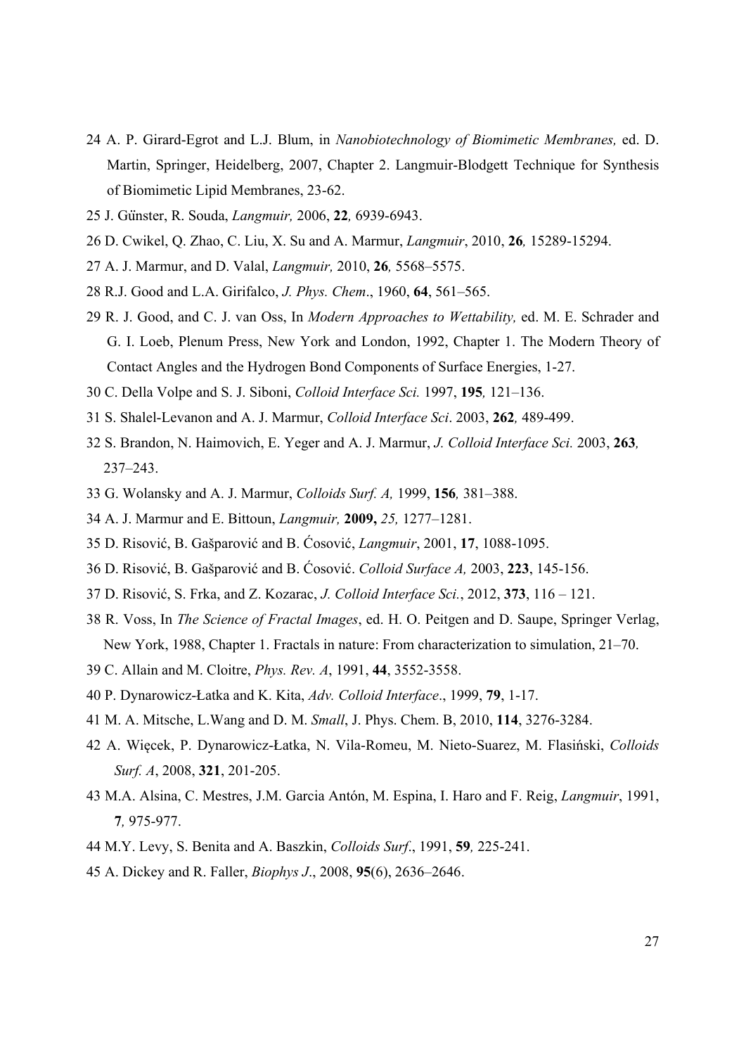24 A. P. Girard-Egrot and L.J. Blum, in *Nanobiotechnology of Biomimetic Membranes,* ed. D. Martin, Springer, Heidelberg, 2007, Chapter 2. Langmuir-Blodgett Technique for Synthesis of Biomimetic Lipid Membranes, 23-62.

25 J. Günster, R. Souda, *Langmuir,* 2006, **22***,* 6939-6943.

26 D. Cwikel, Q. Zhao, C. Liu, X. Su and A. Marmur, *Langmuir*, 2010, **26***,* 15289-15294.

27 A. J. Marmur, and D. Valal, *Langmuir,* 2010, **26***,* 5568–5575.

28 R.J. Good and L.A. Girifalco, *J. Phys. Chem*., 1960, **64**, 561–565.

29 R. J. Good, and C. J. van Oss, In *Modern Approaches to Wettability,* ed. M. E. Schrader and G. I. Loeb, Plenum Press, New York and London, 1992, Chapter 1. The Modern Theory of Contact Angles and the Hydrogen Bond Components of Surface Energies, 1-27.

30 C. Della Volpe and S. J. Siboni, *Colloid Interface Sci.* 1997, **195***,* 121–136.

31 S. Shalel-Levanon and A. J. Marmur, *Colloid Interface Sci*. 2003, **262***,* 489-499.

32 S. Brandon, N. Haimovich, E. Yeger and A. J. Marmur, *J. Colloid Interface Sci.* 2003, **263***,* 237–243.

33 G. Wolansky and A. J. Marmur, *Colloids Surf. A,* 1999, **156***,* 381–388.

34 A. J. Marmur and E. Bittoun, *Langmuir,* **2009,** *25,* 1277–1281.

35 D. Risović, B. Gašparović and B. Ćosović, *Langmuir*, 2001, **17**, 1088-1095.

36 D. Risović, B. Gašparović and B. Ćosović. *Colloid Surface A,* 2003, **223**, 145-156.

37 D. Risović, S. Frka, and Z. Kozarac, *J. Colloid Interface Sci.*, 2012, **373**, 116 – 121.

38 R. Voss, In *The Science of Fractal Images*, ed. H. O. Peitgen and D. Saupe, Springer Verlag, New York, 1988, Chapter 1. Fractals in nature: From characterization to simulation, 21–70.

39 C. Allain and M. Cloitre, *Phys. Rev. A*, 1991, **44**, 3552-3558.

40 P. Dynarowicz-Łatka and K. Kita, *Adv. Colloid Interface*., 1999, **79**, 1-17.

41 M. A. Mitsche, L.Wang and D. M. *Small*, J. Phys. Chem. B, 2010, **114**, 3276-3284.

42 A. Więcek, P. Dynarowicz-Łatka, N. Vila-Romeu, M. Nieto-Suarez, M. Flasiński, *Colloids Surf. A*, 2008, **321**, 201-205.

43 M.A. Alsina, C. Mestres, J.M. Garcia Antón, M. Espina, I. Haro and F. Reig, *Langmuir*, 1991, **7***,* 975-977.

44 M.Y. Levy, S. Benita and A. Baszkin, *Colloids Surf*., 1991, **59***,* 225-241.

45 A. Dickey and R. Faller, *Biophys J*., 2008, **95**(6), 2636–2646.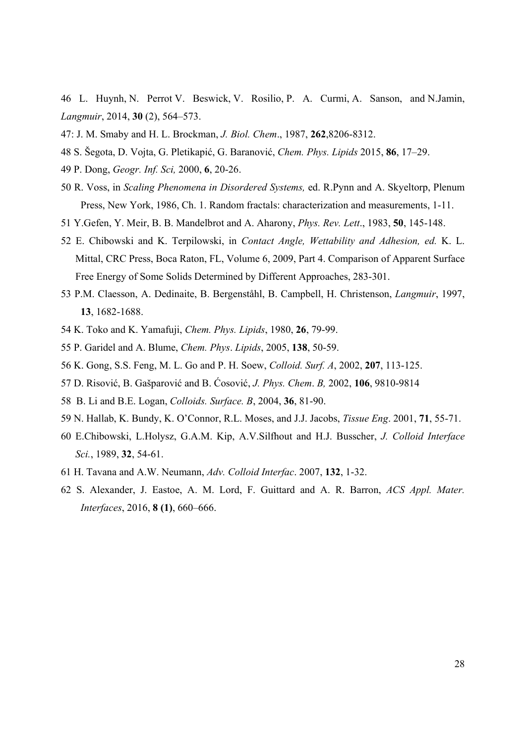46 L. Huynh, N. Perrot V. Beswick, V. Rosilio, P. A. Curmi, A. Sanson, and N.Jamin, *Langmuir*, 2014, **30** (2), 564–573.

47: J. M. Smaby and H. L. Brockman, *J. Biol. Chem*., 1987, **262**,8206-8312.

48 S. Šegota, D. Vojta, G. Pletikapić, G. Baranović, *Chem. Phys. Lipids* 2015, **86**, 17–29.

49 P. Dong, *Geogr. Inf. Sci,* 2000, **6**, 20-26.

50 R. Voss, in *Scaling Phenomena in Disordered Systems,* ed. R.Pynn and A. Skyeltorp, Plenum Press, New York, 1986, Ch. 1. Random fractals: characterization and measurements, 1-11.

51 Y.Gefen, Y. Meir, B. B. Mandelbrot and A. Aharony, *Phys. Rev. Lett*., 1983, **50**, 145-148.

52 E. Chibowski and K. Terpilowski, in *Contact Angle, Wettability and Adhesion, ed.* K. L. Mittal, CRC Press, Boca Raton, FL, Volume 6, 2009, Part 4. Comparison of Apparent Surface Free Energy of Some Solids Determined by Different Approaches, 283-301.

53 P.M. Claesson, A. Dedinaite, B. Bergenståhl, B. Campbell, H. Christenson, *Langmuir*, 1997, **13**, 1682-1688.

54 K. Toko and K. Yamafuji, *Chem. Phys. Lipids*, 1980, **26**, 79-99.

55 P. Garidel and A. Blume, *Chem. Phys*. *Lipids*, 2005, **138**, 50-59.

56 K. Gong, S.S. Feng, M. L. Go and P. H. Soew, *Colloid. Surf. A*, 2002, **207**, 113-125.

57 D. Risović, B. Gašparović and B. Ćosović, *J. Phys. Chem*. *B,* 2002, **106**, 9810-9814

58 B. Li and B.E. Logan, *Colloids. Surface. B*, 2004, **36**, 81-90.

59 N. Hallab, K. Bundy, K. O'Connor, R.L. Moses, and J.J. Jacobs, *Tissue Eng*. 2001, **71**, 55-71.

60 E.Chibowski, L.Holysz, G.A.M. Kip, A.V.Silfhout and H.J. Busscher, *J. Colloid Interface Sci.*, 1989, **32**, 54-61.

61 H. Tavana and A.W. Neumann, *Adv. Colloid Interfac*. 2007, **132**, 1-32.

62 S. Alexander, J. Eastoe, A. M. Lord, F. Guittard and A. R. Barron, *ACS Appl. Mater. Interfaces*, 2016, **8 (1)**, 660–666.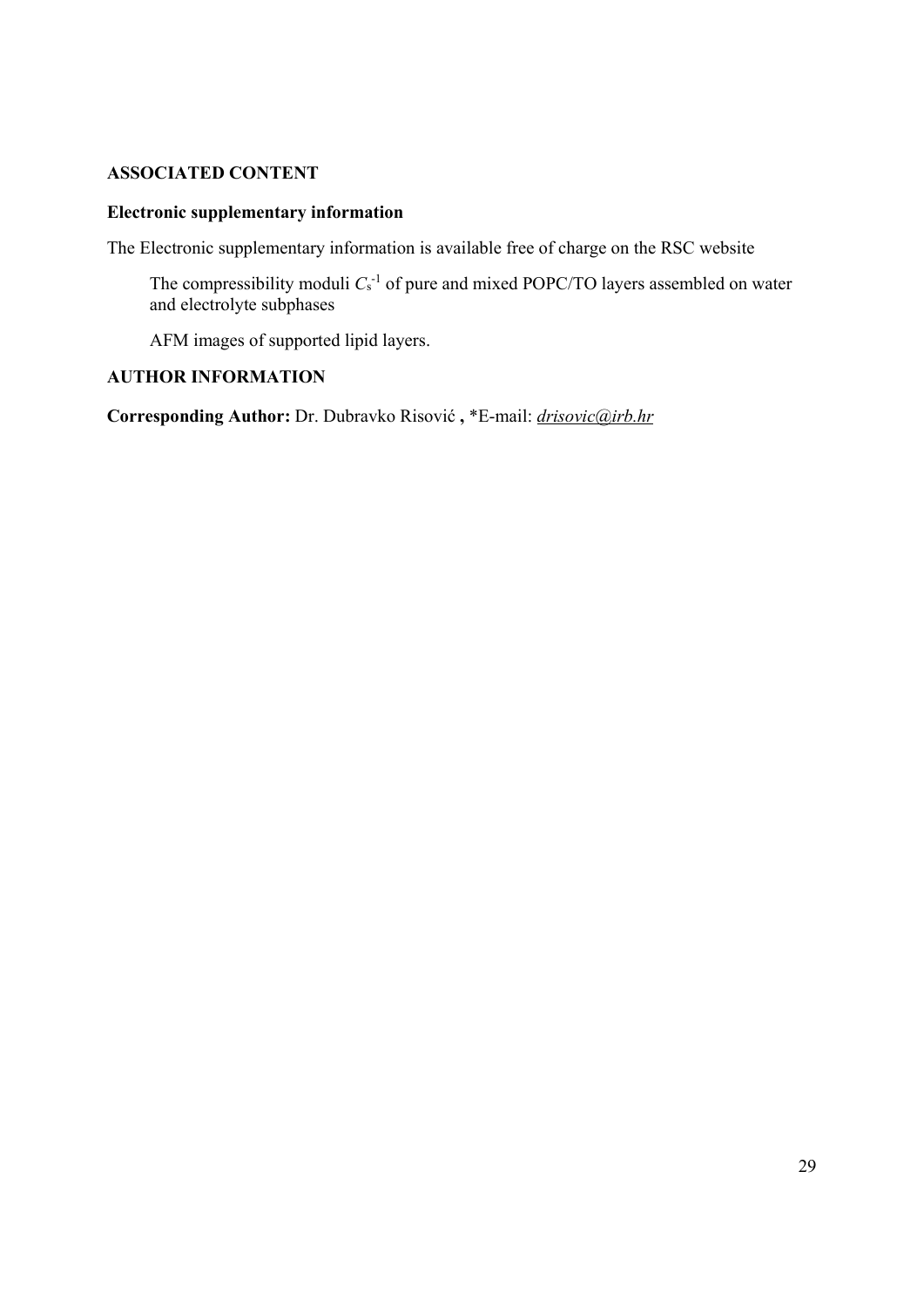## ASSOCIATED CONTENT

### Electronic supplementary information

The Electronic supplementary information is available free of charge on the RSC website

The compressibility moduli $C_s^{-1}$ of pure and mixed POPC/TO layers assembled on water and electrolyte subphases

AFM images of supported lipid layers.

## AUTHOR INFORMATION

**Corresponding Author:** Dr. Dubravko Risović **,** *E-mail: *drisovic@irb.hr*